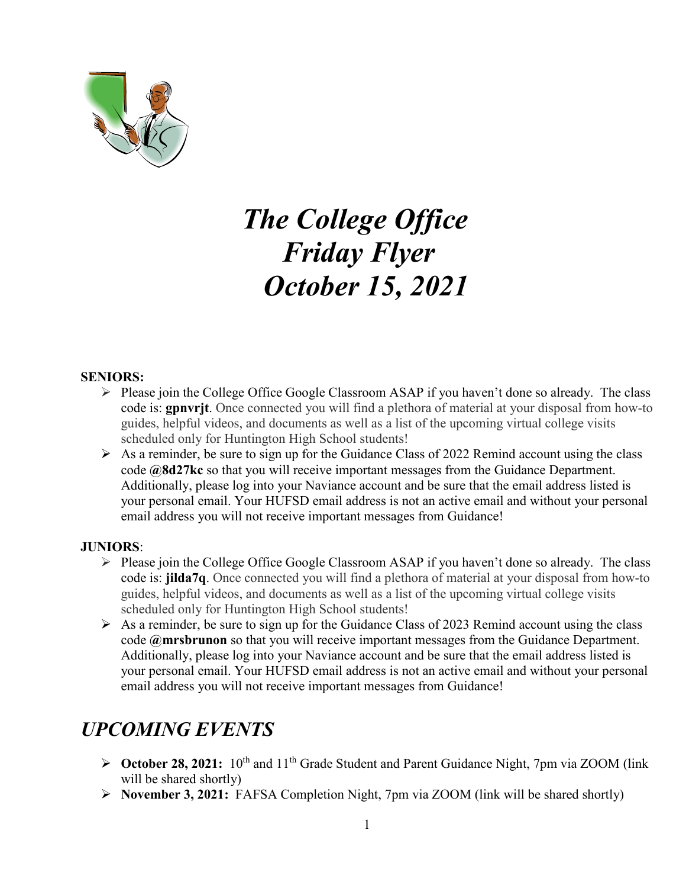# *The College Office Friday Flyer October 15, 2021*

**SENIORS:**

- Please join the College Office Google Classroom ASAP if you haven't done so already. The class code is: **gpnvrjt**. Once connected you will find a plethora of material at your disposal from how-to guides, helpful videos, and documents as well as a list of the upcoming virtual college visits scheduled only for Huntington High School students!
- As a reminder, be sure to sign up for the Guidance Class of 2022 Remind account using the class code **@8d27kc** so that you will receive important messages from the Guidance Department. Additionally, please log into your Naviance account and be sure that the email address listed is your personal email. Your HUFSD email address is not an active email and without your personal email address you will not receive important messages from Guidance!

**JUNIORS**:

- Please join the College Office Google Classroom ASAP if you haven't done so already. The class code is: **jilda7q**. Once connected you will find a plethora of material at your disposal from how-to guides, helpful videos, and documents as well as a list of the upcoming virtual college visits scheduled only for Huntington High School students!
- As a reminder, be sure to sign up for the Guidance Class of 2023 Remind account using the class code **@mrsbrunon** so that you will receive important messages from the Guidance Department. Additionally, please log into your Naviance account and be sure that the email address listed is your personal email. Your HUFSD email address is not an active email and without your personal email address you will not receive important messages from Guidance!

## *UPCOMING EVENTS*

- **October 28, 2021:** 10th and 11th Grade Student and Parent Guidance Night, 7pm via ZOOM (link will be shared shortly)
- **November 3, 2021:** FAFSA Completion Night, 7pm via ZOOM (link will be shared shortly)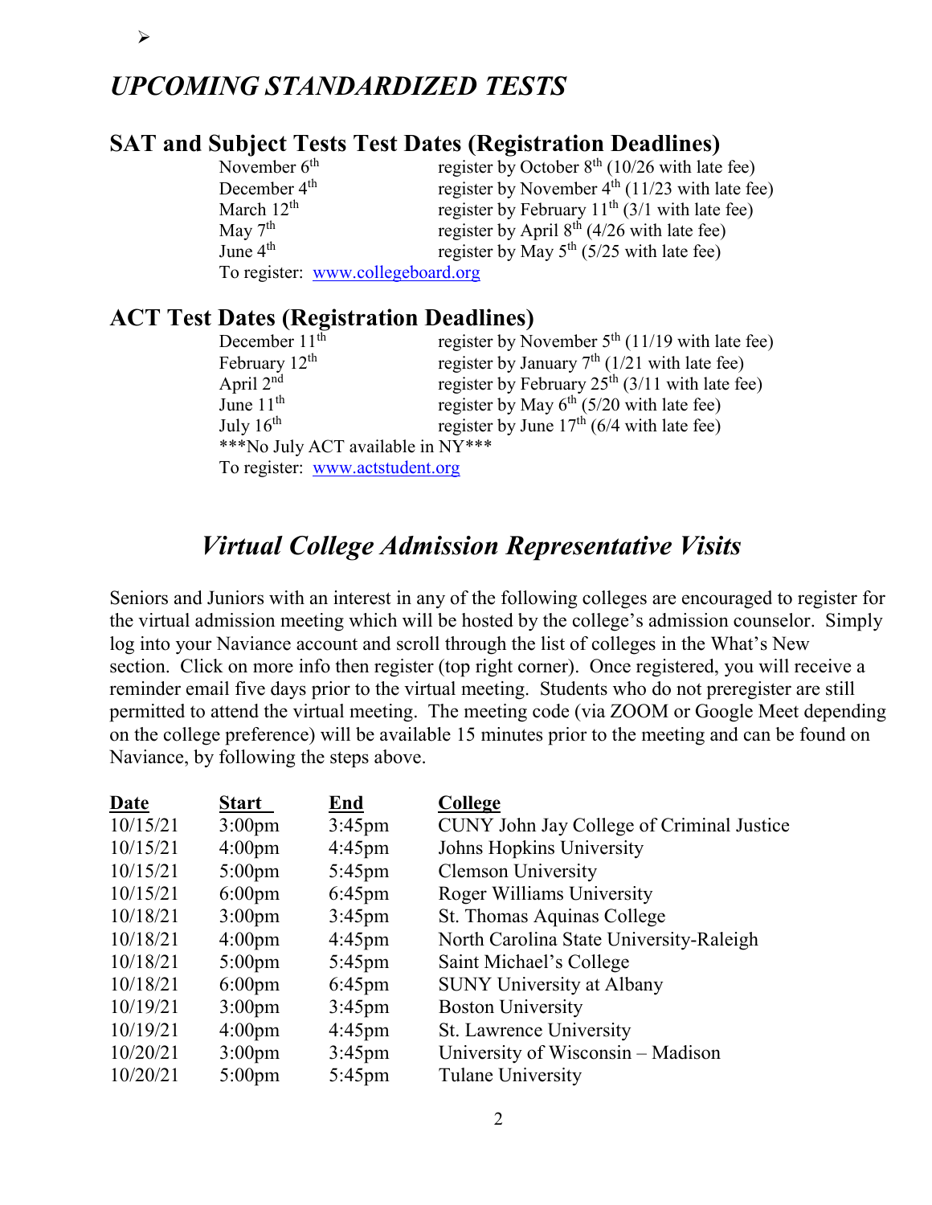➢

# *UPCOMING STANDARDIZED TESTS*

## SAT and Subject Tests Test Dates (Registration Deadlines)

| | |
|---|---|
| November 6th | register by October 8th (10/26 with late fee) |
| December 4th | register by November 4th (11/23 with late fee) |
| March 12th | register by February 11th (3/1 with late fee) |
| May 7th | register by April 8th (4/26 with late fee) |
| June 4th | register by May 5th (5/25 with late fee) |

To register: [www.collegeboard.org](http://www.collegeboard.org)

## ACT Test Dates (Registration Deadlines)

| | |
|---|---|
| December 11th | register by November 5th (11/19 with late fee) |
| February 12th | register by January 7th (1/21 with late fee) |
| April 2nd | register by February 25th (3/11 with late fee) |
| June 11th | register by May 6th (5/20 with late fee) |
| July 16th | register by June 17th (6/4 with late fee) |

***No July ACT available in NY***

To register: [www.actstudent.org](http://www.actstudent.org)

## *Virtual College Admission Representative Visits*

Seniors and Juniors with an interest in any of the following colleges are encouraged to register for the virtual admission meeting which will be hosted by the college's admission counselor. Simply log into your Naviance account and scroll through the list of colleges in the What's New section. Click on more info then register (top right corner). Once registered, you will receive a reminder email five days prior to the virtual meeting. Students who do not preregister are still permitted to attend the virtual meeting. The meeting code (via ZOOM or Google Meet depending on the college preference) will be available 15 minutes prior to the meeting and can be found on Naviance, by following the steps above.

| Date | Start | End | College |
|---|---|---|---|
| 10/15/21 | 3:00pm | 3:45pm | CUNY John Jay College of Criminal Justice |
| 10/15/21 | 4:00pm | 4:45pm | Johns Hopkins University |
| 10/15/21 | 5:00pm | 5:45pm | Clemson University |
| 10/15/21 | 6:00pm | 6:45pm | Roger Williams University |
| 10/18/21 | 3:00pm | 3:45pm | St. Thomas Aquinas College |
| 10/18/21 | 4:00pm | 4:45pm | North Carolina State University-Raleigh |
| 10/18/21 | 5:00pm | 5:45pm | Saint Michael's College |
| 10/18/21 | 6:00pm | 6:45pm | SUNY University at Albany |
| 10/19/21 | 3:00pm | 3:45pm | Boston University |
| 10/19/21 | 4:00pm | 4:45pm | St. Lawrence University |
| 10/20/21 | 3:00pm | 3:45pm | University of Wisconsin – Madison |
| 10/20/21 | 5:00pm | 5:45pm | Tulane University |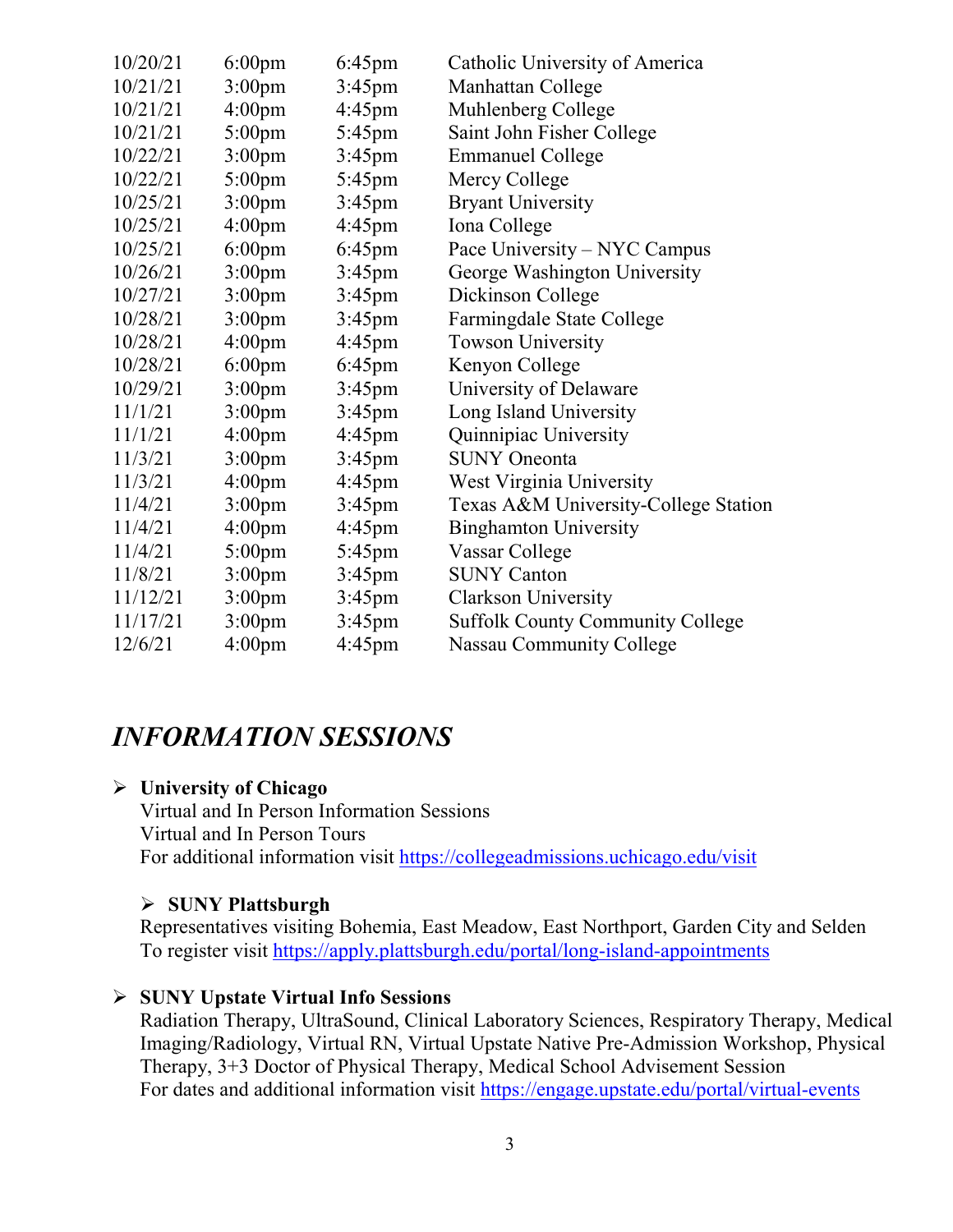| | | | |
|---|---|---|---|
| 10/20/21 | 6:00pm | 6:45pm | Catholic University of America |
| 10/21/21 | 3:00pm | 3:45pm | Manhattan College |
| 10/21/21 | 4:00pm | 4:45pm | Muhlenberg College |
| 10/21/21 | 5:00pm | 5:45pm | Saint John Fisher College |
| 10/22/21 | 3:00pm | 3:45pm | Emmanuel College |
| 10/22/21 | 5:00pm | 5:45pm | Mercy College |
| 10/25/21 | 3:00pm | 3:45pm | Bryant University |
| 10/25/21 | 4:00pm | 4:45pm | Iona College |
| 10/25/21 | 6:00pm | 6:45pm | Pace University – NYC Campus |
| 10/26/21 | 3:00pm | 3:45pm | George Washington University |
| 10/27/21 | 3:00pm | 3:45pm | Dickinson College |
| 10/28/21 | 3:00pm | 3:45pm | Farmingdale State College |
| 10/28/21 | 4:00pm | 4:45pm | Towson University |
| 10/28/21 | 6:00pm | 6:45pm | Kenyon College |
| 10/29/21 | 3:00pm | 3:45pm | University of Delaware |
| 11/1/21 | 3:00pm | 3:45pm | Long Island University |
| 11/1/21 | 4:00pm | 4:45pm | Quinnipiac University |
| 11/3/21 | 3:00pm | 3:45pm | SUNY Oneonta |
| 11/3/21 | 4:00pm | 4:45pm | West Virginia University |
| 11/4/21 | 3:00pm | 3:45pm | Texas A&M University-College Station |
| 11/4/21 | 4:00pm | 4:45pm | Binghamton University |
| 11/4/21 | 5:00pm | 5:45pm | Vassar College |
| 11/8/21 | 3:00pm | 3:45pm | SUNY Canton |
| 11/12/21 | 3:00pm | 3:45pm | Clarkson University |
| 11/17/21 | 3:00pm | 3:45pm | Suffolk County Community College |
| 12/6/21 | 4:00pm | 4:45pm | Nassau Community College |

## *INFORMATION SESSIONS*

- **University of Chicago**
  Virtual and In Person Information Sessions
  Virtual and In Person Tours
  For additional information visit https://collegeadmissions.uchicago.edu/visit

- **SUNY Plattsburgh**
  Representatives visiting Bohemia, East Meadow, East Northport, Garden City and Selden
  To register visit https://apply.plattsburgh.edu/portal/long-island-appointments

- **SUNY Upstate Virtual Info Sessions**
  Radiation Therapy, UltraSound, Clinical Laboratory Sciences, Respiratory Therapy, Medical Imaging/Radiology, Virtual RN, Virtual Upstate Native Pre-Admission Workshop, Physical Therapy, 3+3 Doctor of Physical Therapy, Medical School Advisement Session
  For dates and additional information visit https://engage.upstate.edu/portal/virtual-events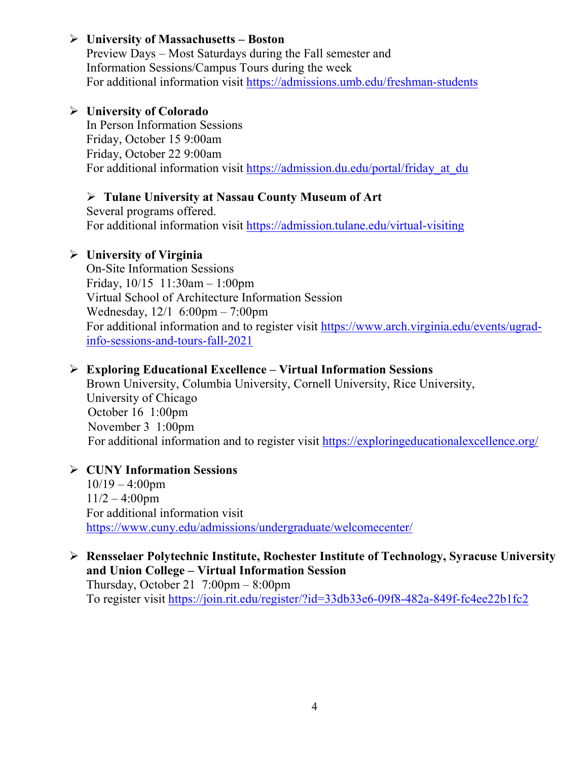- **University of Massachusetts – Boston**
  Preview Days – Most Saturdays during the Fall semester and
  Information Sessions/Campus Tours during the week
  For additional information visit https://admissions.umb.edu/freshman-students

- **University of Colorado**
  In Person Information Sessions
  Friday, October 15 9:00am
  Friday, October 22 9:00am
  For additional information visit https://admission.du.edu/portal/friday_at_du

- **Tulane University at Nassau County Museum of Art**
  Several programs offered.
  For additional information visit https://admission.tulane.edu/virtual-visiting

- **University of Virginia**
  On-Site Information Sessions
  Friday, 10/15 11:30am – 1:00pm
  Virtual School of Architecture Information Session
  Wednesday, 12/1 6:00pm – 7:00pm
  For additional information and to register visit https://www.arch.virginia.edu/events/ugrad-info-sessions-and-tours-fall-2021

- **Exploring Educational Excellence – Virtual Information Sessions**
  Brown University, Columbia University, Cornell University, Rice University,
  University of Chicago
  October 16 1:00pm
  November 3 1:00pm
  For additional information and to register visit https://exploringeducationalexcellence.org/

- **CUNY Information Sessions**
  10/19 – 4:00pm
  11/2 – 4:00pm
  For additional information visit
  https://www.cuny.edu/admissions/undergraduate/welcomecenter/

- **Rensselaer Polytechnic Institute, Rochester Institute of Technology, Syracuse University and Union College – Virtual Information Session**
  Thursday, October 21 7:00pm – 8:00pm
  To register visit https://join.rit.edu/register/?id=33db33e6-09f8-482a-849f-fc4ee22b1fc2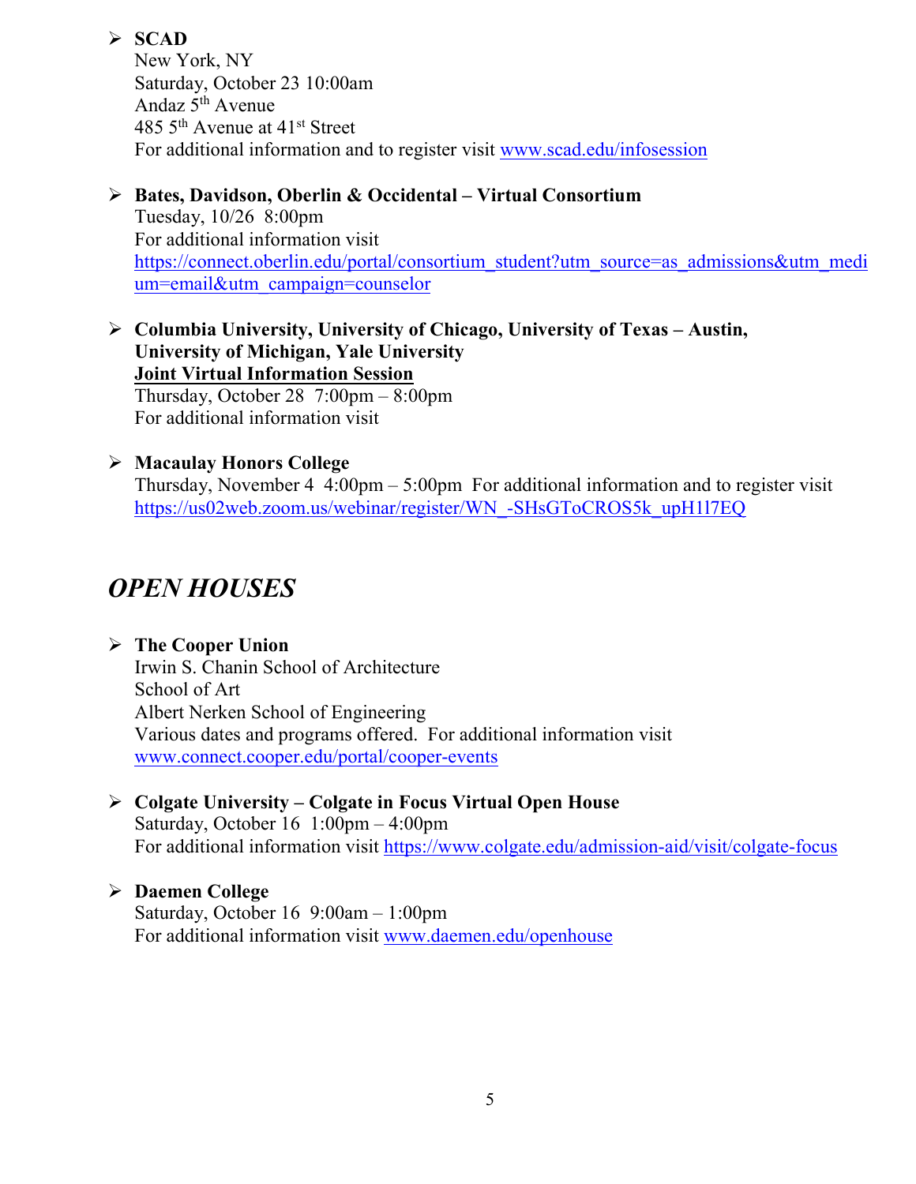- **SCAD**
  New York, NY
  Saturday, October 23 10:00am
  Andaz 5th Avenue
  485 5th Avenue at 41st Street
  For additional information and to register visit www.scad.edu/infosession

- **Bates, Davidson, Oberlin & Occidental – Virtual Consortium**
  Tuesday, 10/26 8:00pm
  For additional information visit
  https://connect.oberlin.edu/portal/consortium_student?utm_source=as_admissions&utm_medium=email&utm_campaign=counselor

- **Columbia University, University of Chicago, University of Texas – Austin, University of Michigan, Yale University**
  **Joint Virtual Information Session**
  Thursday, October 28 7:00pm – 8:00pm
  For additional information visit

- **Macaulay Honors College**
  Thursday, November 4 4:00pm – 5:00pm For additional information and to register visit
  https://us02web.zoom.us/webinar/register/WN_-SHsGToCROS5k_upH1l7EQ

## *OPEN HOUSES*

- **The Cooper Union**
  Irwin S. Chanin School of Architecture
  School of Art
  Albert Nerken School of Engineering
  Various dates and programs offered. For additional information visit
  www.connect.cooper.edu/portal/cooper-events

- **Colgate University – Colgate in Focus Virtual Open House**
  Saturday, October 16 1:00pm – 4:00pm
  For additional information visit https://www.colgate.edu/admission-aid/visit/colgate-focus

- **Daemen College**
  Saturday, October 16 9:00am – 1:00pm
  For additional information visit www.daemen.edu/openhouse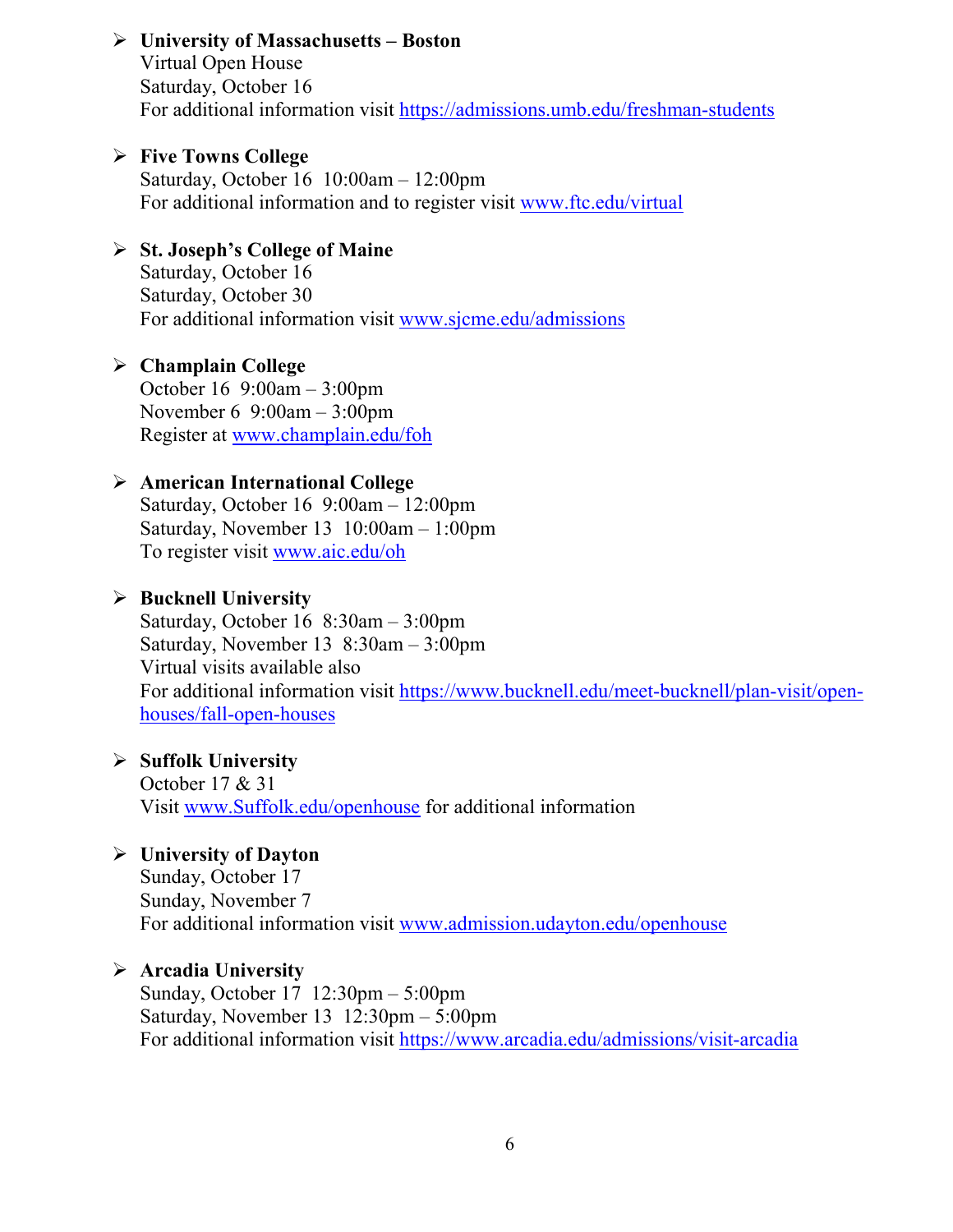- **University of Massachusetts – Boston**
  Virtual Open House
  Saturday, October 16
  For additional information visit https://admissions.umb.edu/freshman-students

- **Five Towns College**
  Saturday, October 16 10:00am – 12:00pm
  For additional information and to register visit www.ftc.edu/virtual

- **St. Joseph's College of Maine**
  Saturday, October 16
  Saturday, October 30
  For additional information visit www.sjcme.edu/admissions

- **Champlain College**
  October 16 9:00am – 3:00pm
  November 6 9:00am – 3:00pm
  Register at www.champlain.edu/foh

- **American International College**
  Saturday, October 16 9:00am – 12:00pm
  Saturday, November 13 10:00am – 1:00pm
  To register visit www.aic.edu/oh

- **Bucknell University**
  Saturday, October 16 8:30am – 3:00pm
  Saturday, November 13 8:30am – 3:00pm
  Virtual visits available also
  For additional information visit https://www.bucknell.edu/meet-bucknell/plan-visit/open-houses/fall-open-houses

- **Suffolk University**
  October 17 & 31
  Visit www.Suffolk.edu/openhouse for additional information

- **University of Dayton**
  Sunday, October 17
  Sunday, November 7
  For additional information visit www.admission.udayton.edu/openhouse

- **Arcadia University**
  Sunday, October 17 12:30pm – 5:00pm
  Saturday, November 13 12:30pm – 5:00pm
  For additional information visit https://www.arcadia.edu/admissions/visit-arcadia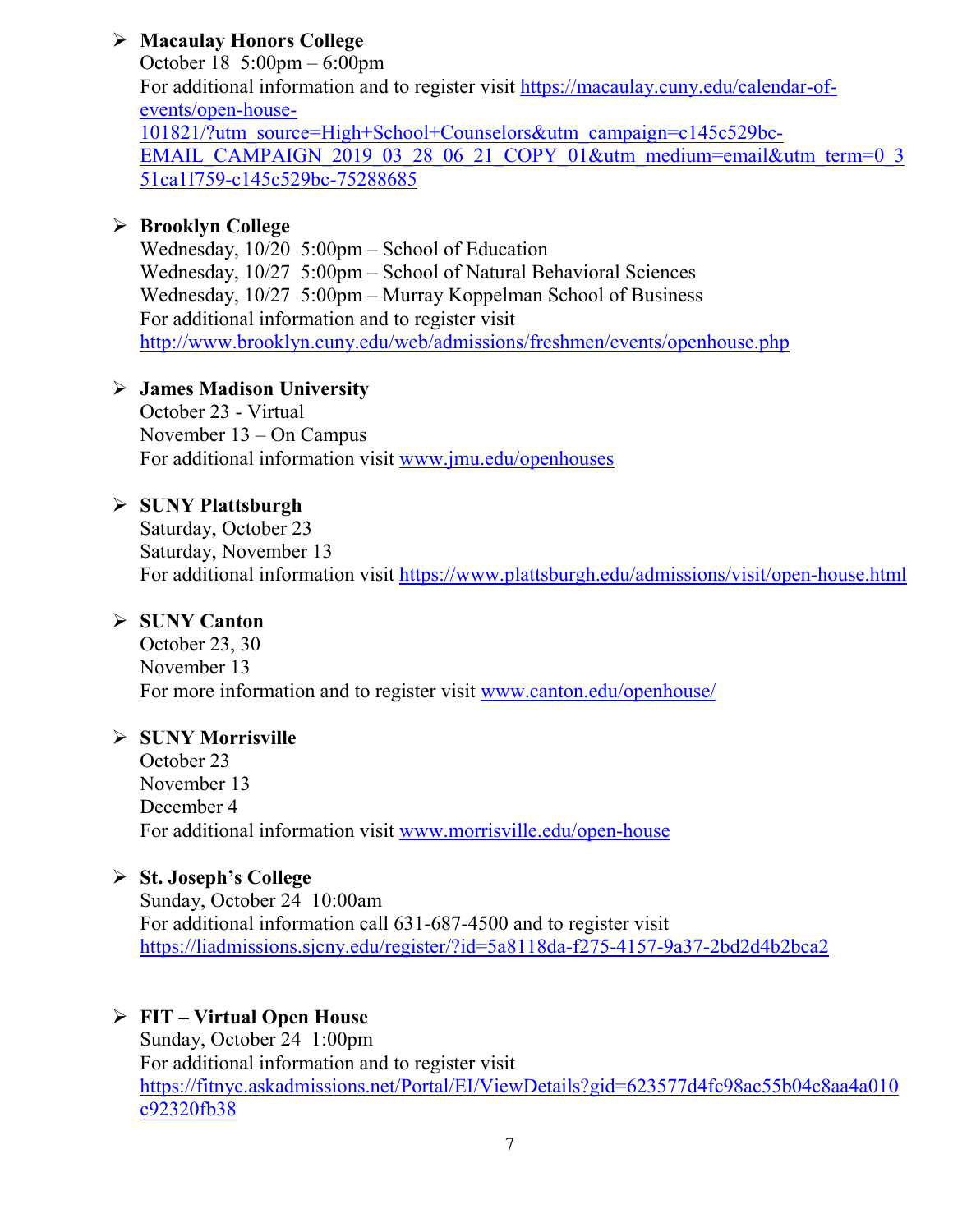- **Macaulay Honors College**
  October 18 5:00pm – 6:00pm
  For additional information and to register visit https://macaulay.cuny.edu/calendar-of-events/open-house-101821/?utm_source=High+School+Counselors&utm_campaign=c145c529bc-EMAIL_CAMPAIGN_2019_03_28_06_21_COPY_01&utm_medium=email&utm_term=0_351ca1f759-c145c529bc-75288685

- **Brooklyn College**
  Wednesday, 10/20 5:00pm – School of Education
  Wednesday, 10/27 5:00pm – School of Natural Behavioral Sciences
  Wednesday, 10/27 5:00pm – Murray Koppelman School of Business
  For additional information and to register visit http://www.brooklyn.cuny.edu/web/admissions/freshmen/events/openhouse.php

- **James Madison University**
  October 23 - Virtual
  November 13 – On Campus
  For additional information visit www.jmu.edu/openhouses

- **SUNY Plattsburgh**
  Saturday, October 23
  Saturday, November 13
  For additional information visit https://www.plattsburgh.edu/admissions/visit/open-house.html

- **SUNY Canton**
  October 23, 30
  November 13
  For more information and to register visit www.canton.edu/openhouse/

- **SUNY Morrisville**
  October 23
  November 13
  December 4
  For additional information visit www.morrisville.edu/open-house

- **St. Joseph's College**
  Sunday, October 24 10:00am
  For additional information call 631-687-4500 and to register visit https://liadmissions.sjcny.edu/register/?id=5a8118da-f275-4157-9a37-2bd2d4b2bca2

- **FIT – Virtual Open House**
  Sunday, October 24 1:00pm
  For additional information and to register visit https://fitnyc.askadmissions.net/Portal/EI/ViewDetails?gid=623577d4fc98ac55b04c8aa4a010c92320fb38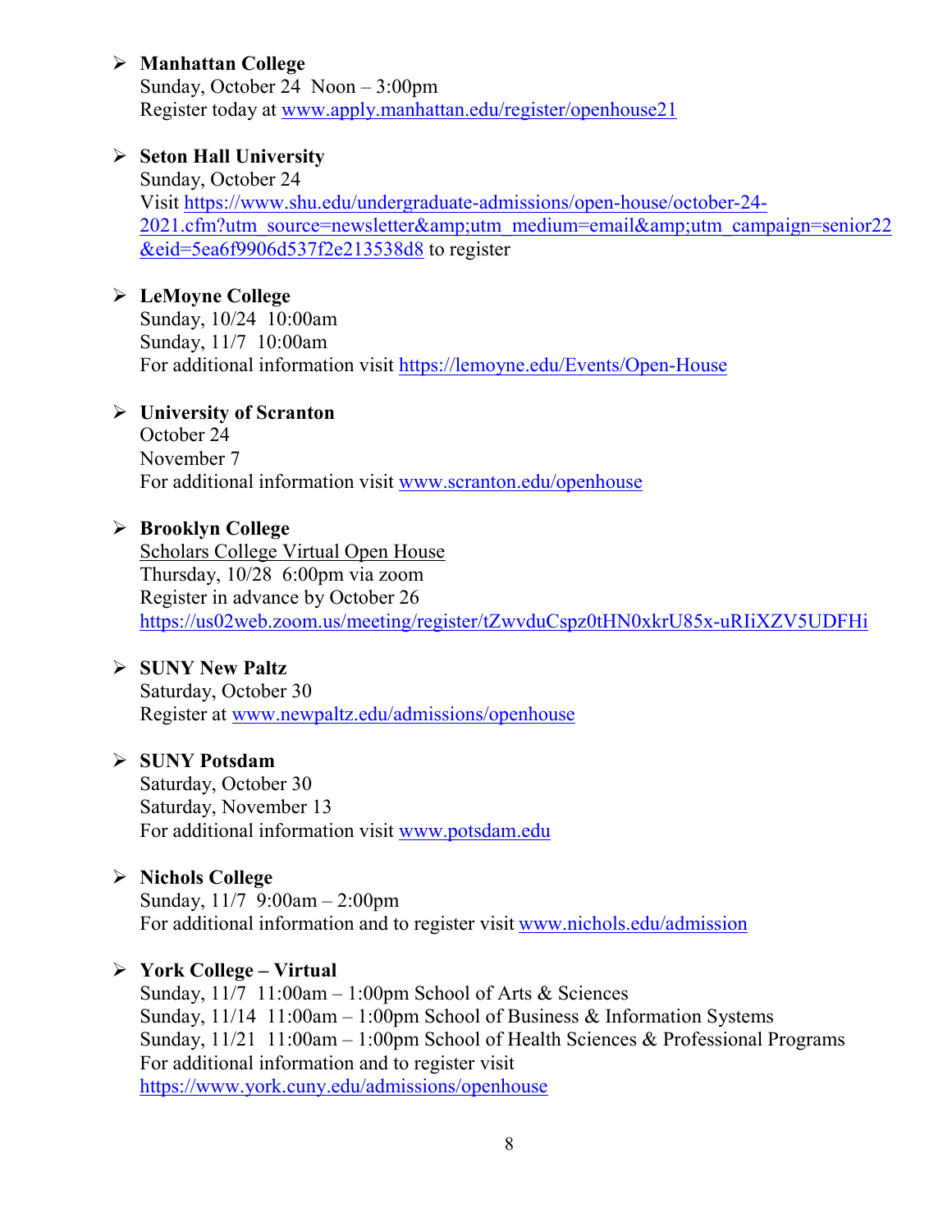- **Manhattan College**
  Sunday, October 24 Noon – 3:00pm
  Register today at www.apply.manhattan.edu/register/openhouse21

- **Seton Hall University**
  Sunday, October 24
  Visit https://www.shu.edu/undergraduate-admissions/open-house/october-24-2021.cfm?utm_source=newsletter&amp;utm_medium=email&amp;utm_campaign=senior22&eid=5ea6f9906d537f2e213538d8 to register

- **LeMoyne College**
  Sunday, 10/24 10:00am
  Sunday, 11/7 10:00am
  For additional information visit https://lemoyne.edu/Events/Open-House

- **University of Scranton**
  October 24
  November 7
  For additional information visit www.scranton.edu/openhouse

- **Brooklyn College**
  Scholars College Virtual Open House
  Thursday, 10/28 6:00pm via zoom
  Register in advance by October 26
  https://us02web.zoom.us/meeting/register/tZwvduCspz0tHN0xkrU85x-uRIiXZV5UDFHi

- **SUNY New Paltz**
  Saturday, October 30
  Register at www.newpaltz.edu/admissions/openhouse

- **SUNY Potsdam**
  Saturday, October 30
  Saturday, November 13
  For additional information visit www.potsdam.edu

- **Nichols College**
  Sunday, 11/7 9:00am – 2:00pm
  For additional information and to register visit www.nichols.edu/admission

- **York College – Virtual**
  Sunday, 11/7 11:00am – 1:00pm School of Arts & Sciences
  Sunday, 11/14 11:00am – 1:00pm School of Business & Information Systems
  Sunday, 11/21 11:00am – 1:00pm School of Health Sciences & Professional Programs
  For additional information and to register visit
  https://www.york.cuny.edu/admissions/openhouse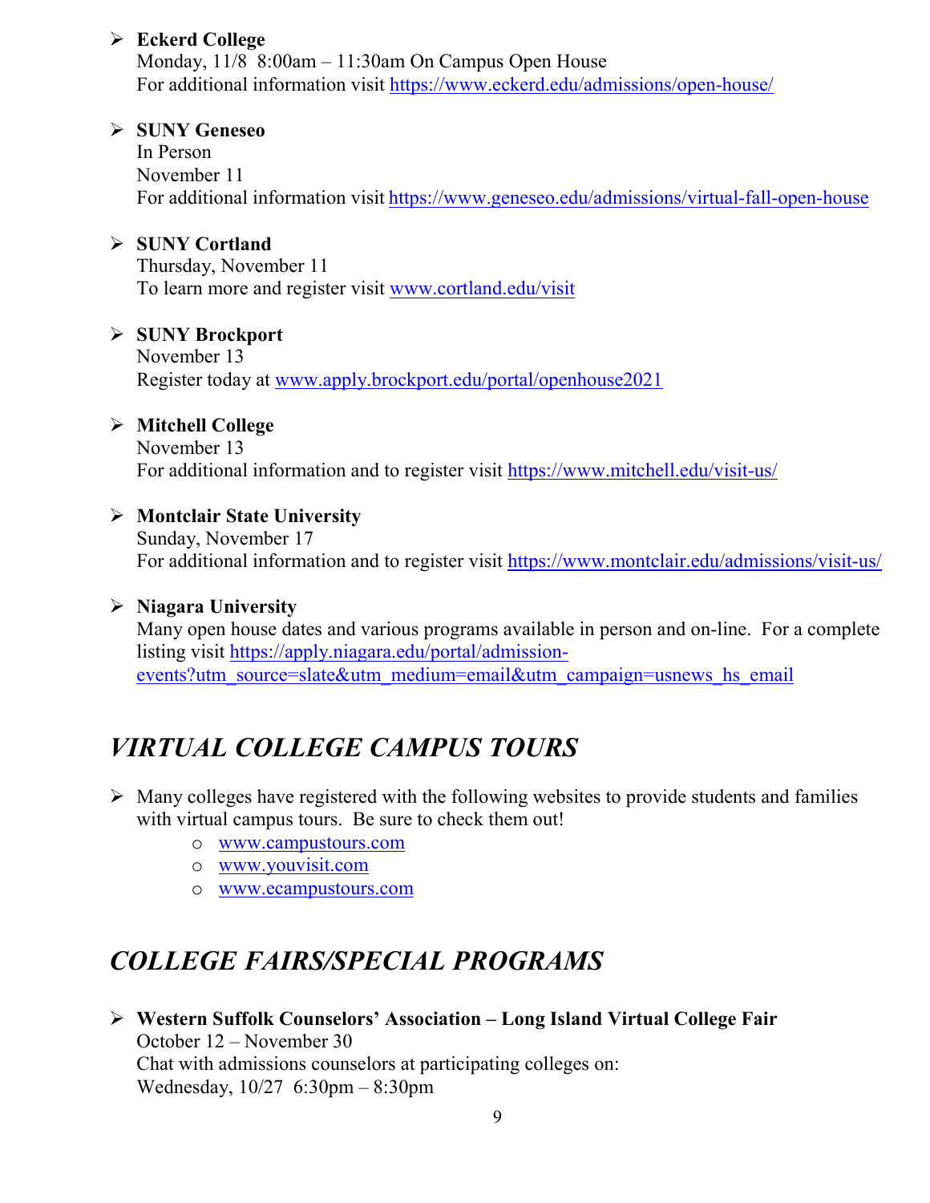- **Eckerd College**
  Monday, 11/8 8:00am – 11:30am On Campus Open House
  For additional information visit https://www.eckerd.edu/admissions/open-house/

- **SUNY Geneseo**
  In Person
  November 11
  For additional information visit https://www.geneseo.edu/admissions/virtual-fall-open-house

- **SUNY Cortland**
  Thursday, November 11
  To learn more and register visit www.cortland.edu/visit

- **SUNY Brockport**
  November 13
  Register today at www.apply.brockport.edu/portal/openhouse2021

- **Mitchell College**
  November 13
  For additional information and to register visit https://www.mitchell.edu/visit-us/

- **Montclair State University**
  Sunday, November 17
  For additional information and to register visit https://www.montclair.edu/admissions/visit-us/

- **Niagara University**
  Many open house dates and various programs available in person and on-line. For a complete listing visit https://apply.niagara.edu/portal/admission-events?utm_source=slate&utm_medium=email&utm_campaign=usnews_hs_email

## *VIRTUAL COLLEGE CAMPUS TOURS*

- Many colleges have registered with the following websites to provide students and families with virtual campus tours. Be sure to check them out!
  - www.campustours.com
  - www.youvisit.com
  - www.ecampustours.com

## *COLLEGE FAIRS/SPECIAL PROGRAMS*

- **Western Suffolk Counselors' Association – Long Island Virtual College Fair**
  October 12 – November 30
  Chat with admissions counselors at participating colleges on:
  Wednesday, 10/27 6:30pm – 8:30pm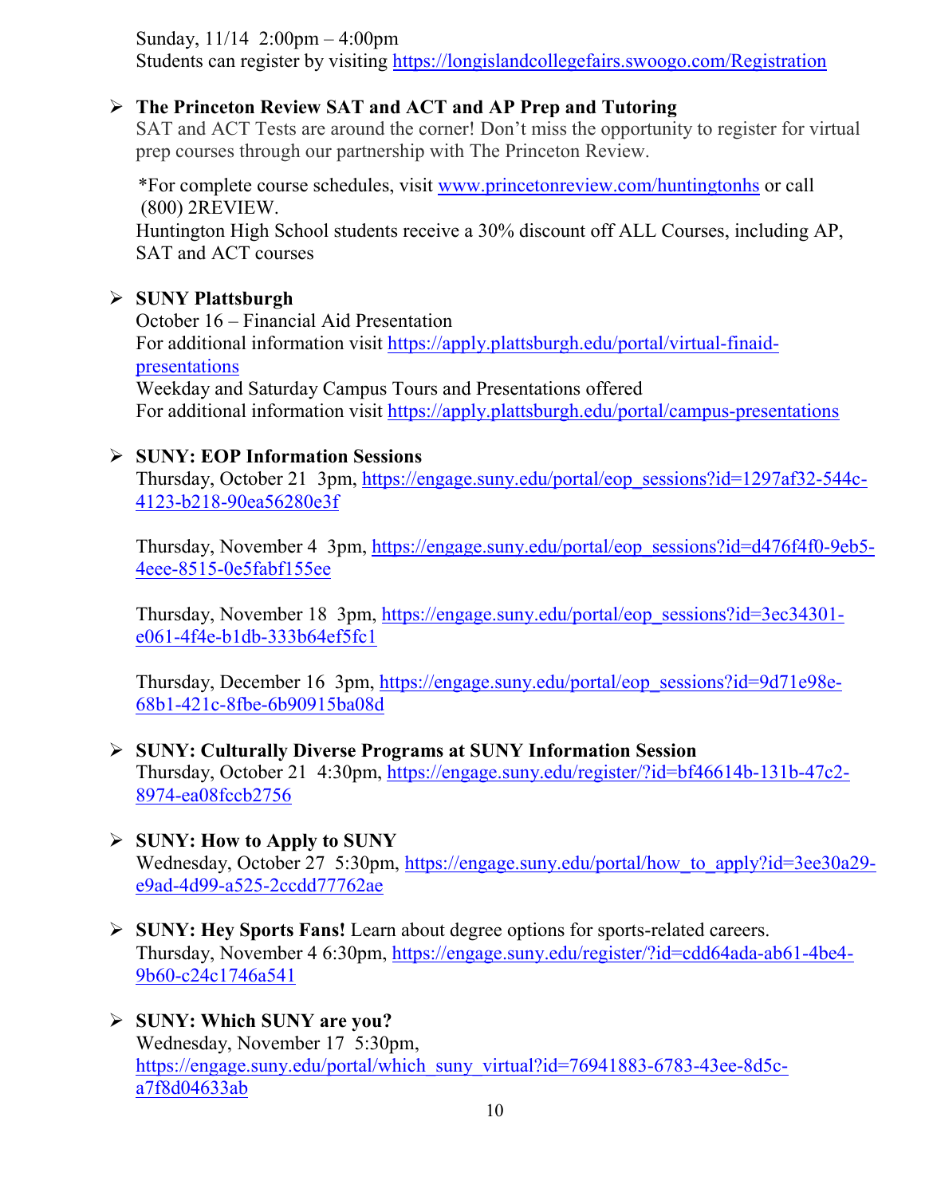Sunday, 11/14 2:00pm – 4:00pm
Students can register by visiting https://longislandcollegefairs.swoogo.com/Registration

- **The Princeton Review SAT and ACT and AP Prep and Tutoring**
  SAT and ACT Tests are around the corner! Don't miss the opportunity to register for virtual prep courses through our partnership with The Princeton Review.

  *For complete course schedules, visit www.princetonreview.com/huntingtonhs or call (800) 2REVIEW.
  Huntington High School students receive a 30% discount off ALL Courses, including AP, SAT and ACT courses

- **SUNY Plattsburgh**
  October 16 – Financial Aid Presentation
  For additional information visit https://apply.plattsburgh.edu/portal/virtual-finaid-presentations
  Weekday and Saturday Campus Tours and Presentations offered
  For additional information visit https://apply.plattsburgh.edu/portal/campus-presentations

- **SUNY: EOP Information Sessions**
  Thursday, October 21 3pm, https://engage.suny.edu/portal/eop_sessions?id=1297af32-544c-4123-b218-90ea56280e3f

  Thursday, November 4 3pm, https://engage.suny.edu/portal/eop_sessions?id=d476f4f0-9eb5-4eee-8515-0e5fabf155ee

  Thursday, November 18 3pm, https://engage.suny.edu/portal/eop_sessions?id=3ec34301-e061-4f4e-b1db-333b64ef5fc1

  Thursday, December 16 3pm, https://engage.suny.edu/portal/eop_sessions?id=9d71e98e-68b1-421c-8fbe-6b90915ba08d

- **SUNY: Culturally Diverse Programs at SUNY Information Session**
  Thursday, October 21 4:30pm, https://engage.suny.edu/register/?id=bf46614b-131b-47c2-8974-ea08fccb2756

- **SUNY: How to Apply to SUNY**
  Wednesday, October 27 5:30pm, https://engage.suny.edu/portal/how_to_apply?id=3ee30a29-e9ad-4d99-a525-2ccdd77762ae

- **SUNY: Hey Sports Fans!** Learn about degree options for sports-related careers.
  Thursday, November 4 6:30pm, https://engage.suny.edu/register/?id=cdd64ada-ab61-4be4-9b60-c24c1746a541

- **SUNY: Which SUNY are you?**
  Wednesday, November 17 5:30pm,
  https://engage.suny.edu/portal/which_suny_virtual?id=76941883-6783-43ee-8d5c-a7f8d04633ab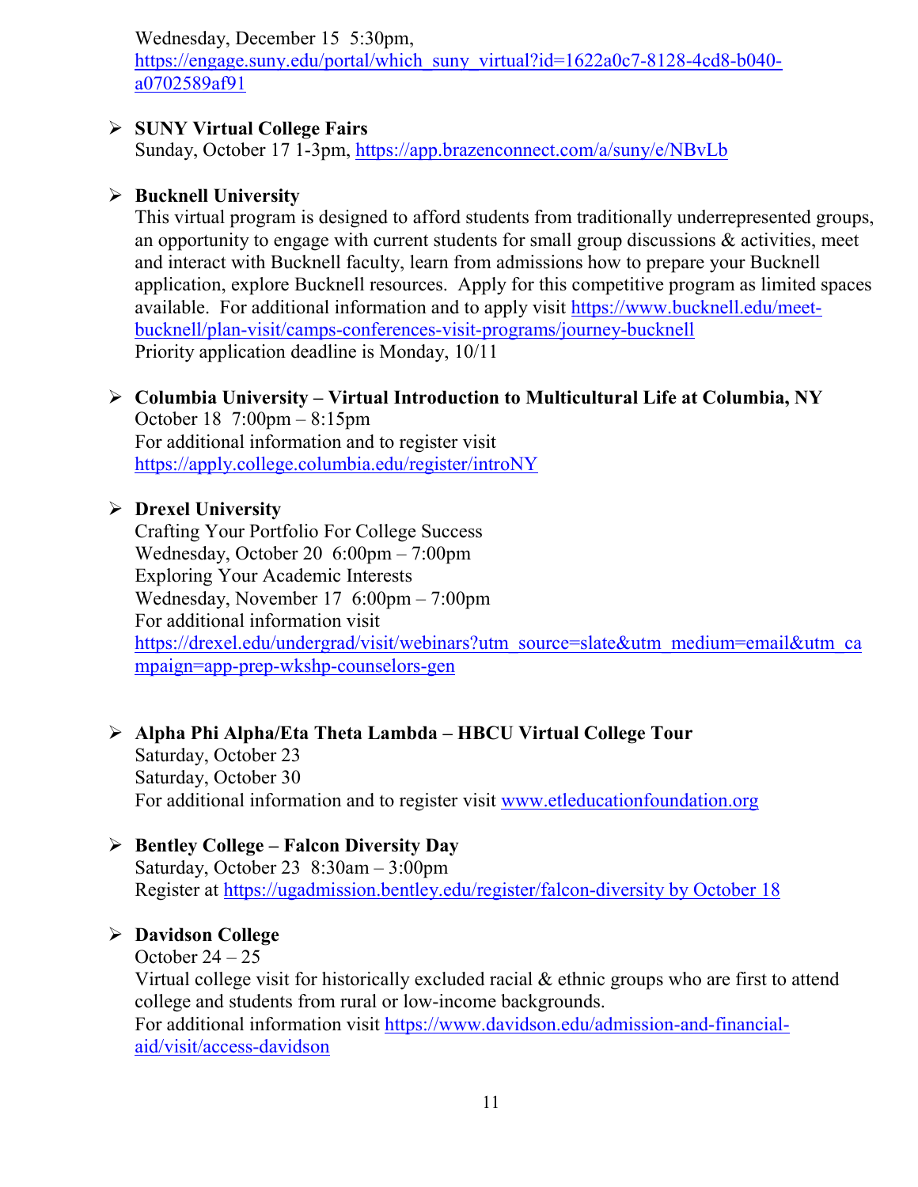Wednesday, December 15 5:30pm, https://engage.suny.edu/portal/which_suny_virtual?id=1622a0c7-8128-4cd8-b040-a0702589af91

- **SUNY Virtual College Fairs**
  Sunday, October 17 1-3pm, https://app.brazenconnect.com/a/suny/e/NBvLb

- **Bucknell University**
  This virtual program is designed to afford students from traditionally underrepresented groups, an opportunity to engage with current students for small group discussions & activities, meet and interact with Bucknell faculty, learn from admissions how to prepare your Bucknell application, explore Bucknell resources. Apply for this competitive program as limited spaces available. For additional information and to apply visit https://www.bucknell.edu/meet-bucknell/plan-visit/camps-conferences-visit-programs/journey-bucknell
  Priority application deadline is Monday, 10/11

- **Columbia University – Virtual Introduction to Multicultural Life at Columbia, NY**
  October 18 7:00pm – 8:15pm
  For additional information and to register visit
  https://apply.college.columbia.edu/register/introNY

- **Drexel University**
  Crafting Your Portfolio For College Success
  Wednesday, October 20 6:00pm – 7:00pm
  Exploring Your Academic Interests
  Wednesday, November 17 6:00pm – 7:00pm
  For additional information visit
  https://drexel.edu/undergrad/visit/webinars?utm_source=slate&utm_medium=email&utm_campaign=app-prep-wkshp-counselors-gen

- **Alpha Phi Alpha/Eta Theta Lambda – HBCU Virtual College Tour**
  Saturday, October 23
  Saturday, October 30
  For additional information and to register visit www.etleducationfoundation.org

- **Bentley College – Falcon Diversity Day**
  Saturday, October 23 8:30am – 3:00pm
  Register at https://ugadmission.bentley.edu/register/falcon-diversity by October 18

- **Davidson College**
  October 24 – 25
  Virtual college visit for historically excluded racial & ethnic groups who are first to attend college and students from rural or low-income backgrounds.
  For additional information visit https://www.davidson.edu/admission-and-financial-aid/visit/access-davidson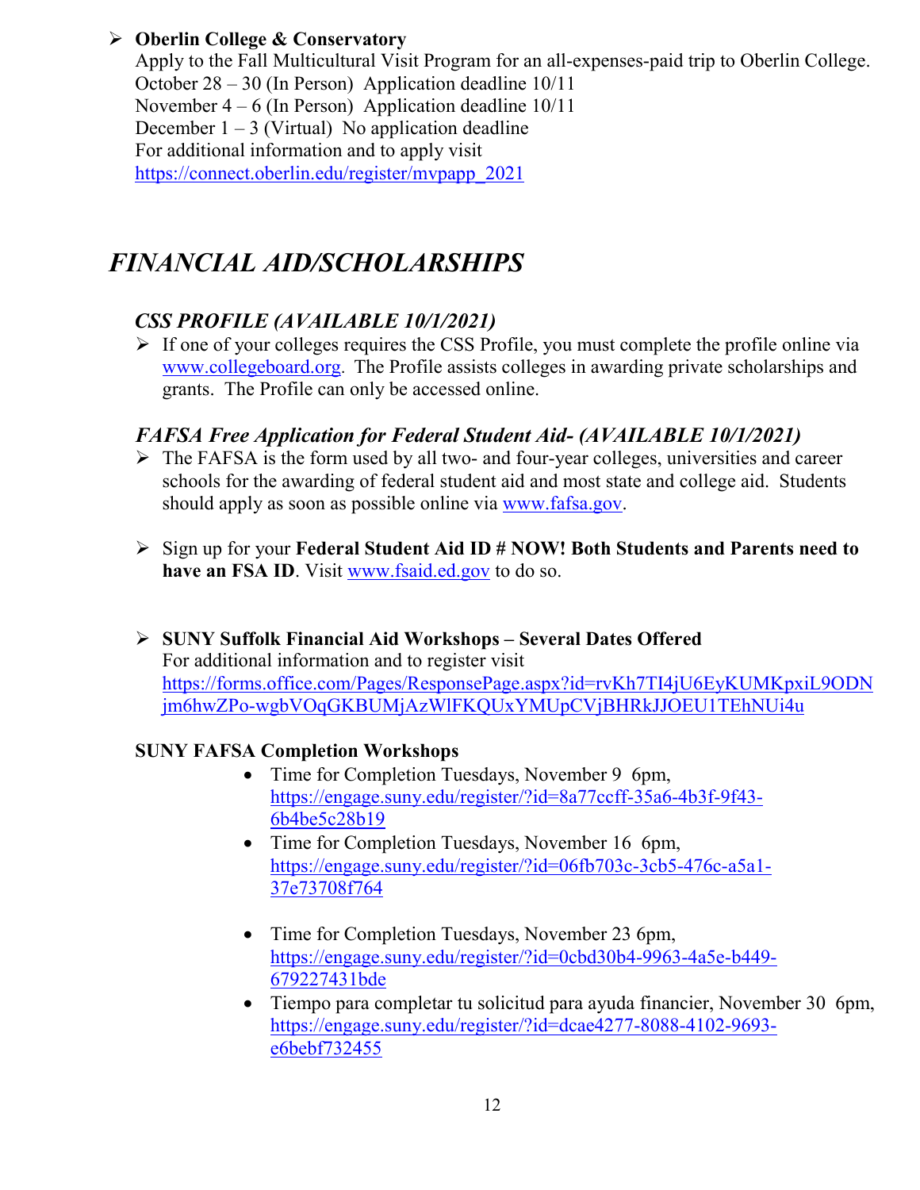- **Oberlin College & Conservatory**
  Apply to the Fall Multicultural Visit Program for an all-expenses-paid trip to Oberlin College.
  October 28 – 30 (In Person)  Application deadline 10/11
  November 4 – 6 (In Person)  Application deadline 10/11
  December 1 – 3 (Virtual)  No application deadline
  For additional information and to apply visit
  https://connect.oberlin.edu/register/mvpapp_2021

# *FINANCIAL AID/SCHOLARSHIPS*

## *CSS PROFILE (AVAILABLE 10/1/2021)*

- If one of your colleges requires the CSS Profile, you must complete the profile online via www.collegeboard.org. The Profile assists colleges in awarding private scholarships and grants. The Profile can only be accessed online.

## *FAFSA Free Application for Federal Student Aid- (AVAILABLE 10/1/2021)*

- The FAFSA is the form used by all two- and four-year colleges, universities and career schools for the awarding of federal student aid and most state and college aid. Students should apply as soon as possible online via www.fafsa.gov.

- Sign up for your **Federal Student Aid ID # NOW! Both Students and Parents need to have an FSA ID**. Visit www.fsaid.ed.gov to do so.

- **SUNY Suffolk Financial Aid Workshops – Several Dates Offered**
  For additional information and to register visit
  https://forms.office.com/Pages/ResponsePage.aspx?id=rvKh7TI4jU6EyKUMKpxiL9ODNjm6hwZPo-wgbVOqGKBUMjAzWlFKQUxYMUpCVjBHRkJJOEU1TEhNUi4u

**SUNY FAFSA Completion Workshops**

- Time for Completion Tuesdays, November 9  6pm, https://engage.suny.edu/register/?id=8a77ccff-35a6-4b3f-9f43-6b4be5c28b19
- Time for Completion Tuesdays, November 16  6pm, https://engage.suny.edu/register/?id=06fb703c-3cb5-476c-a5a1-37e73708f764
- Time for Completion Tuesdays, November 23 6pm, https://engage.suny.edu/register/?id=0cbd30b4-9963-4a5e-b449-679227431bde
- Tiempo para completar tu solicitud para ayuda financier, November 30  6pm, https://engage.suny.edu/register/?id=dcae4277-8088-4102-9693-e6bebf732455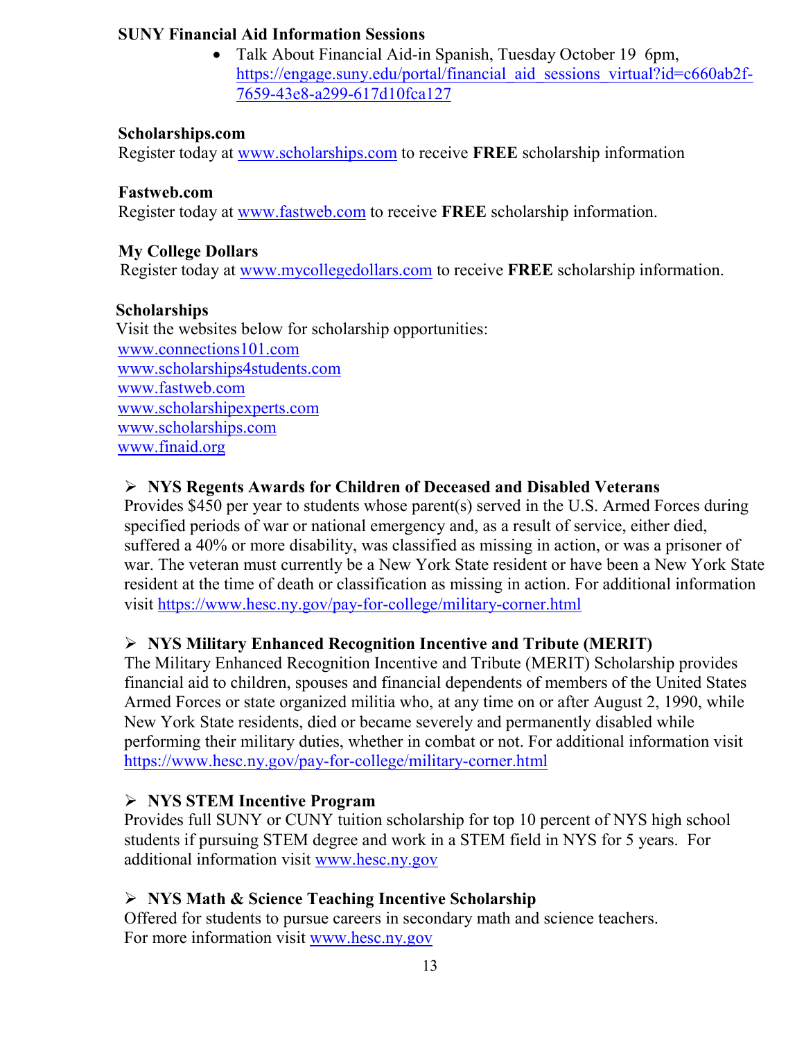**SUNY Financial Aid Information Sessions**

- Talk About Financial Aid-in Spanish, Tuesday October 19 6pm, https://engage.suny.edu/portal/financial_aid_sessions_virtual?id=c660ab2f-7659-43e8-a299-617d10fca127

**Scholarships.com**

Register today at www.scholarships.com to receive **FREE** scholarship information

**Fastweb.com**

Register today at www.fastweb.com to receive **FREE** scholarship information.

**My College Dollars**

Register today at www.mycollegedollars.com to receive **FREE** scholarship information.

**Scholarships**

Visit the websites below for scholarship opportunities:
www.connections101.com
www.scholarships4students.com
www.fastweb.com
www.scholarshipexperts.com
www.scholarships.com
www.finaid.org

- **NYS Regents Awards for Children of Deceased and Disabled Veterans**
  Provides $450 per year to students whose parent(s) served in the U.S. Armed Forces during specified periods of war or national emergency and, as a result of service, either died, suffered a 40% or more disability, was classified as missing in action, or was a prisoner of war. The veteran must currently be a New York State resident or have been a New York State resident at the time of death or classification as missing in action. For additional information visit https://www.hesc.ny.gov/pay-for-college/military-corner.html

- **NYS Military Enhanced Recognition Incentive and Tribute (MERIT)**
  The Military Enhanced Recognition Incentive and Tribute (MERIT) Scholarship provides financial aid to children, spouses and financial dependents of members of the United States Armed Forces or state organized militia who, at any time on or after August 2, 1990, while New York State residents, died or became severely and permanently disabled while performing their military duties, whether in combat or not. For additional information visit https://www.hesc.ny.gov/pay-for-college/military-corner.html

- **NYS STEM Incentive Program**
  Provides full SUNY or CUNY tuition scholarship for top 10 percent of NYS high school students if pursuing STEM degree and work in a STEM field in NYS for 5 years. For additional information visit www.hesc.ny.gov

- **NYS Math & Science Teaching Incentive Scholarship**
  Offered for students to pursue careers in secondary math and science teachers.
  For more information visit www.hesc.ny.gov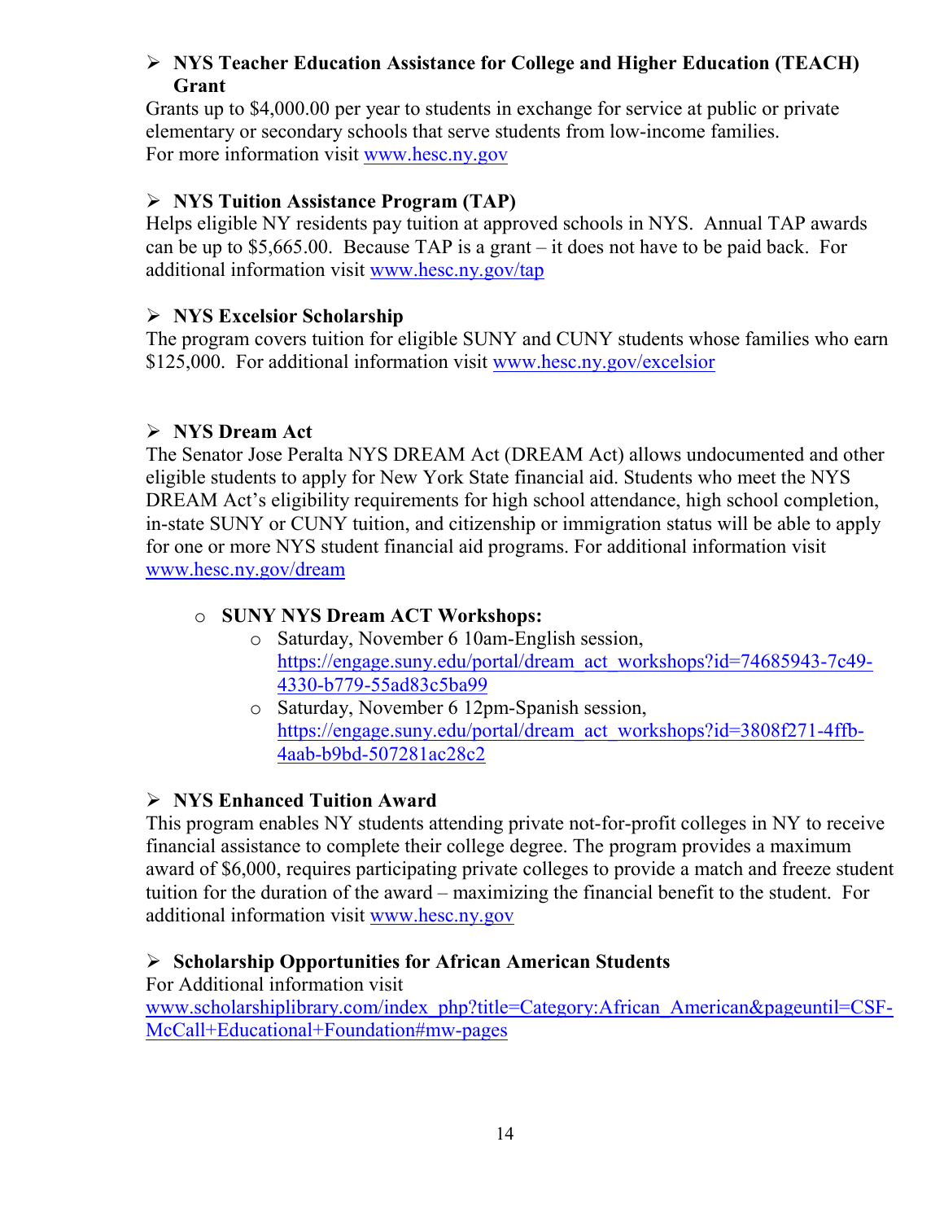- **NYS Teacher Education Assistance for College and Higher Education (TEACH) Grant**

Grants up to $4,000.00 per year to students in exchange for service at public or private elementary or secondary schools that serve students from low-income families.
For more information visit www.hesc.ny.gov

- **NYS Tuition Assistance Program (TAP)**

Helps eligible NY residents pay tuition at approved schools in NYS. Annual TAP awards can be up to $5,665.00. Because TAP is a grant – it does not have to be paid back. For additional information visit www.hesc.ny.gov/tap

- **NYS Excelsior Scholarship**

The program covers tuition for eligible SUNY and CUNY students whose families who earn $125,000. For additional information visit www.hesc.ny.gov/excelsior

- **NYS Dream Act**

The Senator Jose Peralta NYS DREAM Act (DREAM Act) allows undocumented and other eligible students to apply for New York State financial aid. Students who meet the NYS DREAM Act's eligibility requirements for high school attendance, high school completion, in-state SUNY or CUNY tuition, and citizenship or immigration status will be able to apply for one or more NYS student financial aid programs. For additional information visit www.hesc.ny.gov/dream

  - **SUNY NYS Dream ACT Workshops:**
    - Saturday, November 6 10am-English session, https://engage.suny.edu/portal/dream_act_workshops?id=74685943-7c49-4330-b779-55ad83c5ba99
    - Saturday, November 6 12pm-Spanish session, https://engage.suny.edu/portal/dream_act_workshops?id=3808f271-4ffb-4aab-b9bd-507281ac28c2

- **NYS Enhanced Tuition Award**

This program enables NY students attending private not-for-profit colleges in NY to receive financial assistance to complete their college degree. The program provides a maximum award of $6,000, requires participating private colleges to provide a match and freeze student tuition for the duration of the award – maximizing the financial benefit to the student. For additional information visit www.hesc.ny.gov

- **Scholarship Opportunities for African American Students**

For Additional information visit
www.scholarshiplibrary.com/index_php?title=Category:African_American&pageuntil=CSF-McCall+Educational+Foundation#mw-pages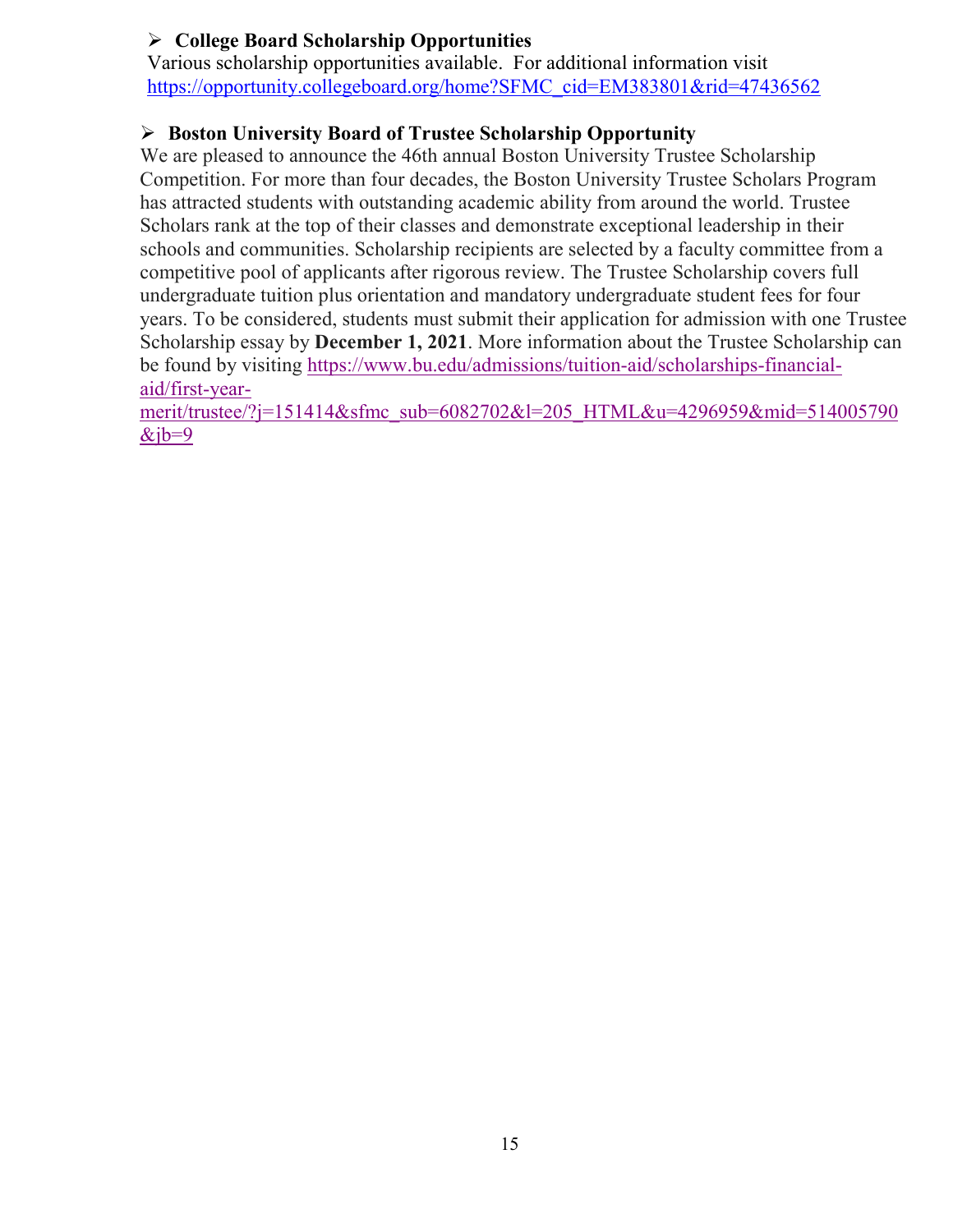- **College Board Scholarship Opportunities**

  Various scholarship opportunities available. For additional information visit https://opportunity.collegeboard.org/home?SFMC_cid=EM383801&rid=47436562

- **Boston University Board of Trustee Scholarship Opportunity**

  We are pleased to announce the 46th annual Boston University Trustee Scholarship Competition. For more than four decades, the Boston University Trustee Scholars Program has attracted students with outstanding academic ability from around the world. Trustee Scholars rank at the top of their classes and demonstrate exceptional leadership in their schools and communities. Scholarship recipients are selected by a faculty committee from a competitive pool of applicants after rigorous review. The Trustee Scholarship covers full undergraduate tuition plus orientation and mandatory undergraduate student fees for four years. To be considered, students must submit their application for admission with one Trustee Scholarship essay by **December 1, 2021**. More information about the Trustee Scholarship can be found by visiting https://www.bu.edu/admissions/tuition-aid/scholarships-financial-aid/first-year-merit/trustee/?j=151414&sfmc_sub=6082702&l=205_HTML&u=4296959&mid=514005790&jb=9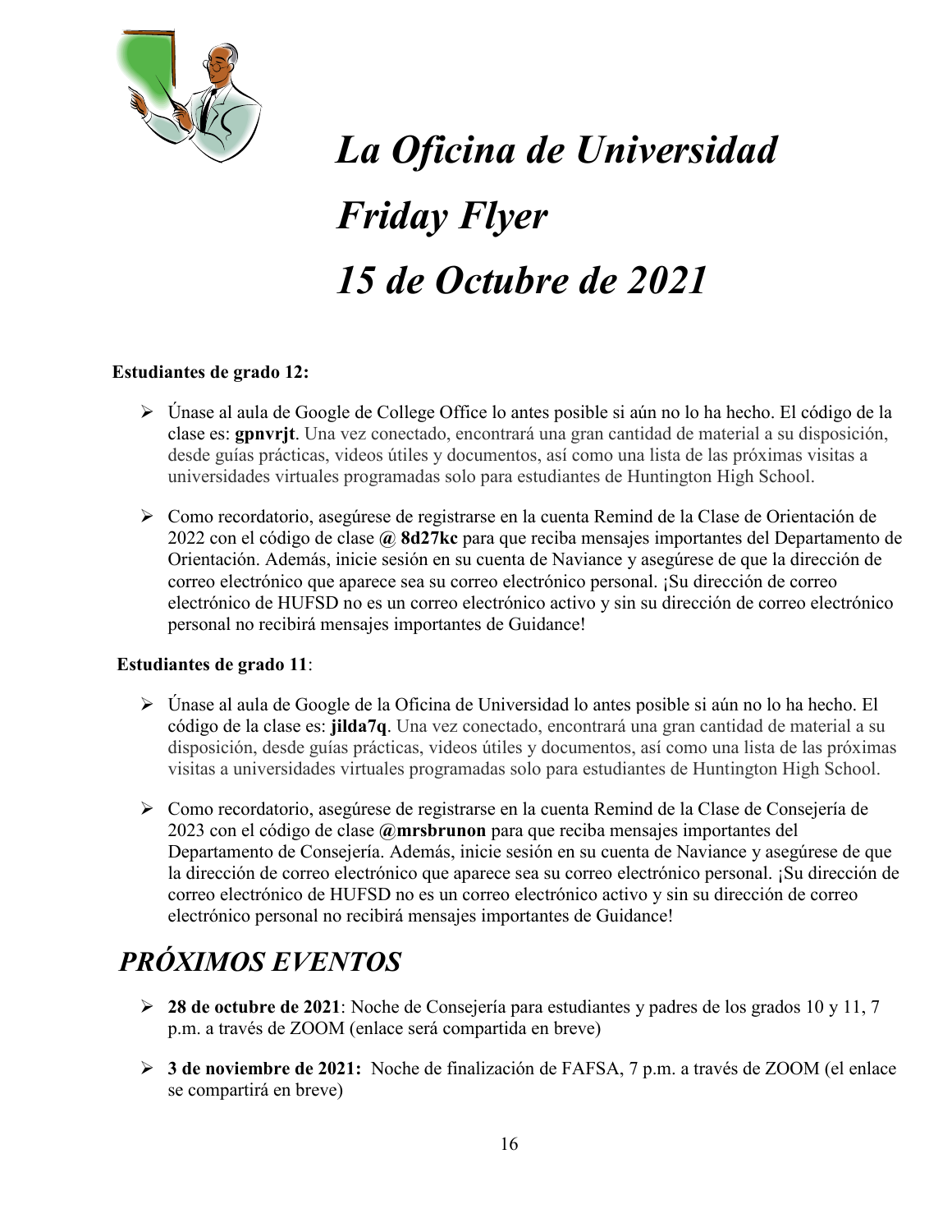# *La Oficina de Universidad*

# *Friday Flyer*

# *15 de Octubre de 2021*

**Estudiantes de grado 12:**

- Únase al aula de Google de College Office lo antes posible si aún no lo ha hecho. El código de la clase es: **gpnvrjt**. Una vez conectado, encontrará una gran cantidad de material a su disposición, desde guías prácticas, videos útiles y documentos, así como una lista de las próximas visitas a universidades virtuales programadas solo para estudiantes de Huntington High School.

- Como recordatorio, asegúrese de registrarse en la cuenta Remind de la Clase de Orientación de 2022 con el código de clase **@ 8d27kc** para que reciba mensajes importantes del Departamento de Orientación. Además, inicie sesión en su cuenta de Naviance y asegúrese de que la dirección de correo electrónico que aparece sea su correo electrónico personal. ¡Su dirección de correo electrónico de HUFSD no es un correo electrónico activo y sin su dirección de correo electrónico personal no recibirá mensajes importantes de Guidance!

**Estudiantes de grado 11**:

- Únase al aula de Google de la Oficina de Universidad lo antes posible si aún no lo ha hecho. El código de la clase es: **jilda7q**. Una vez conectado, encontrará una gran cantidad de material a su disposición, desde guías prácticas, videos útiles y documentos, así como una lista de las próximas visitas a universidades virtuales programadas solo para estudiantes de Huntington High School.

- Como recordatorio, asegúrese de registrarse en la cuenta Remind de la Clase de Consejería de 2023 con el código de clase **@mrsbrunon** para que reciba mensajes importantes del Departamento de Consejería. Además, inicie sesión en su cuenta de Naviance y asegúrese de que la dirección de correo electrónico que aparece sea su correo electrónico personal. ¡Su dirección de correo electrónico de HUFSD no es un correo electrónico activo y sin su dirección de correo electrónico personal no recibirá mensajes importantes de Guidance!

## *PRÓXIMOS EVENTOS*

- **28 de octubre de 2021**: Noche de Consejería para estudiantes y padres de los grados 10 y 11, 7 p.m. a través de ZOOM (enlace será compartida en breve)

- **3 de noviembre de 2021:** Noche de finalización de FAFSA, 7 p.m. a través de ZOOM (el enlace se compartirá en breve)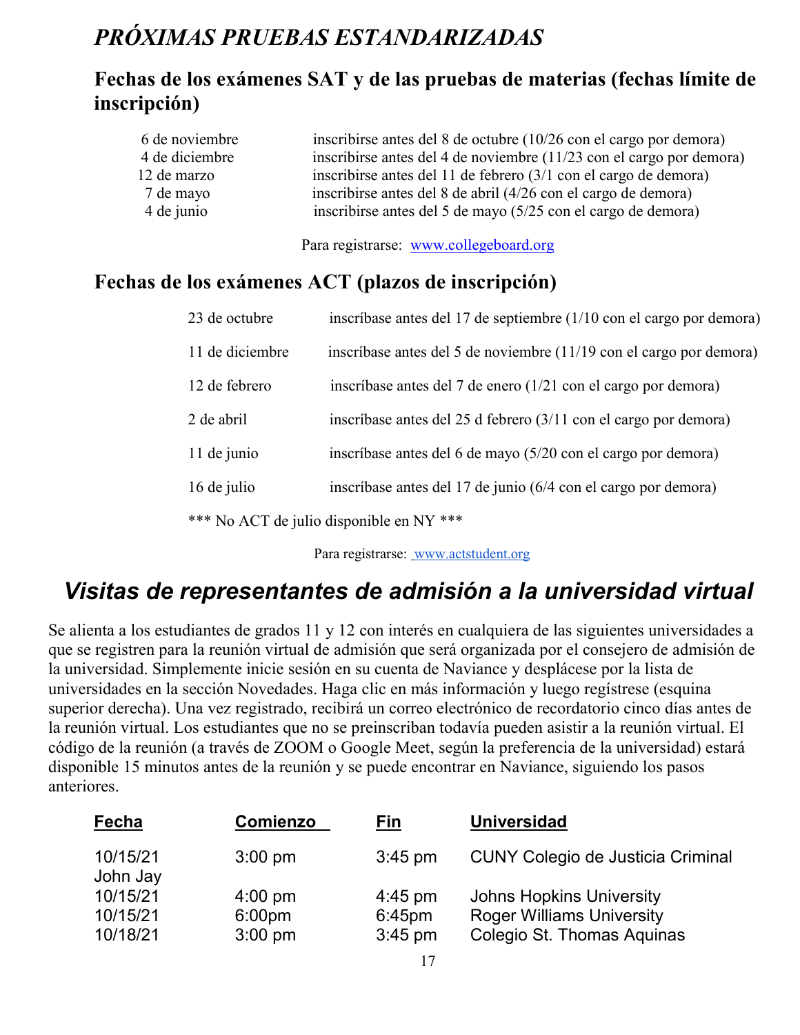# *PRÓXIMAS PRUEBAS ESTANDARIZADAS*

## Fechas de los exámenes SAT y de las pruebas de materias (fechas límite de inscripción)

| | |
|---|---|
| 6 de noviembre | inscribirse antes del 8 de octubre (10/26 con el cargo por demora) |
| 4 de diciembre | inscribirse antes del 4 de noviembre (11/23 con el cargo por demora) |
| 12 de marzo | inscribirse antes del 11 de febrero (3/1 con el cargo de demora) |
| 7 de mayo | inscribirse antes del 8 de abril (4/26 con el cargo de demora) |
| 4 de junio | inscribirse antes del 5 de mayo (5/25 con el cargo de demora) |

Para registrarse: [www.collegeboard.org](http://www.collegeboard.org)

## Fechas de los exámenes ACT (plazos de inscripción)

| | |
|---|---|
| 23 de octubre | inscríbase antes del 17 de septiembre (1/10 con el cargo por demora) |
| 11 de diciembre | inscríbase antes del 5 de noviembre (11/19 con el cargo por demora) |
| 12 de febrero | inscríbase antes del 7 de enero (1/21 con el cargo por demora) |
| 2 de abril | inscríbase antes del 25 d febrero (3/11 con el cargo por demora) |
| 11 de junio | inscríbase antes del 6 de mayo (5/20 con el cargo por demora) |
| 16 de julio | inscríbase antes del 17 de junio (6/4 con el cargo por demora) |

*** No ACT de julio disponible en NY ***

Para registrarse: [www.actstudent.org](http://www.actstudent.org)

# *Visitas de representantes de admisión a la universidad virtual*

Se alienta a los estudiantes de grados 11 y 12 con interés en cualquiera de las siguientes universidades a que se registren para la reunión virtual de admisión que será organizada por el consejero de admisión de la universidad. Simplemente inicie sesión en su cuenta de Naviance y desplácese por la lista de universidades en la sección Novedades. Haga clic en más información y luego regístrese (esquina superior derecha). Una vez registrado, recibirá un correo electrónico de recordatorio cinco días antes de la reunión virtual. Los estudiantes que no se preinscriban todavía pueden asistir a la reunión virtual. El código de la reunión (a través de ZOOM o Google Meet, según la preferencia de la universidad) estará disponible 15 minutos antes de la reunión y se puede encontrar en Naviance, siguiendo los pasos anteriores.

| Fecha | Comienzo | Fin | Universidad |
|---|---|---|---|
| 10/15/21 | 3:00 pm | 3:45 pm | CUNY Colegio de Justicia Criminal John Jay |
| 10/15/21 | 4:00 pm | 4:45 pm | Johns Hopkins University |
| 10/15/21 | 6:00pm | 6:45pm | Roger Williams University |
| 10/18/21 | 3:00 pm | 3:45 pm | Colegio St. Thomas Aquinas |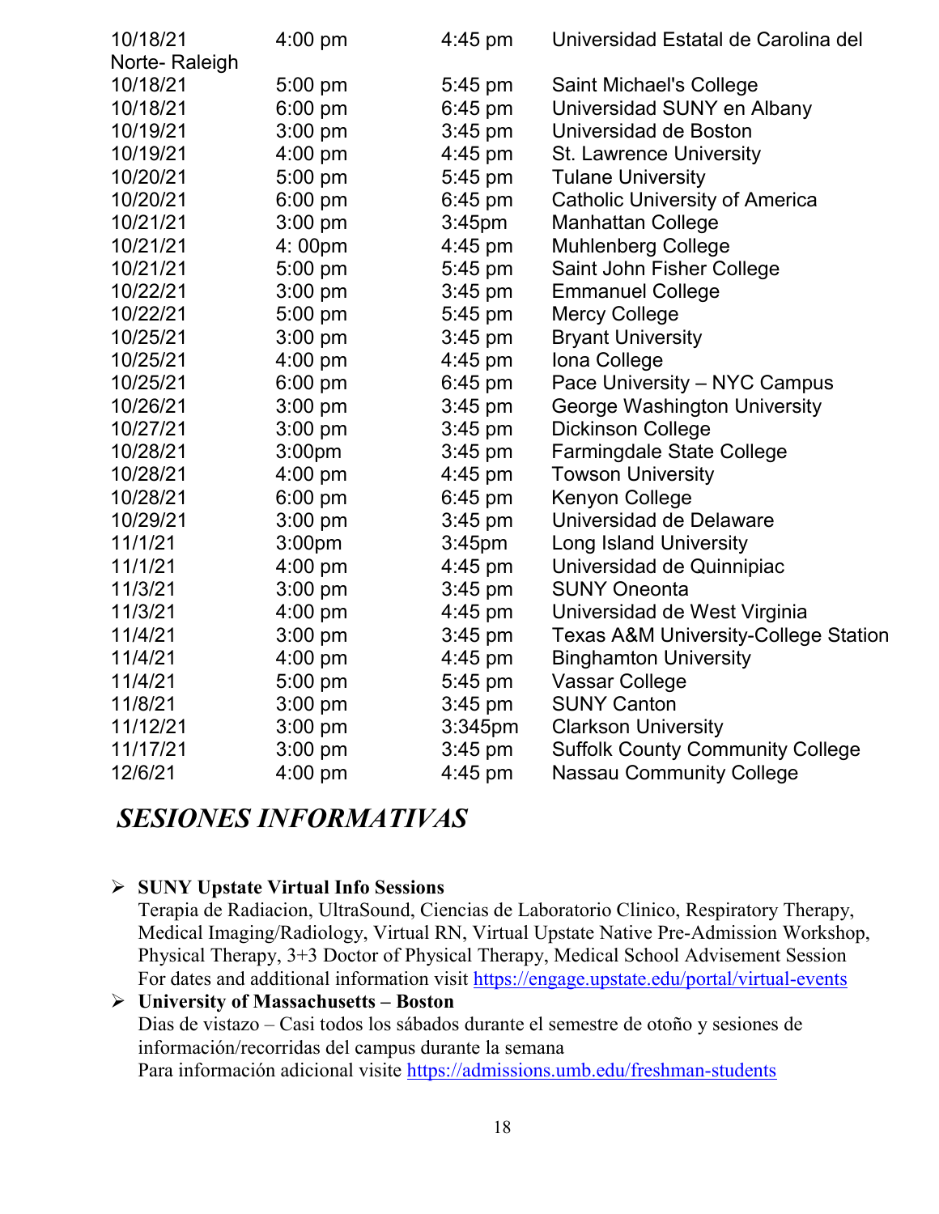| | | | |
|---|---|---|---|
| 10/18/21 | 4:00 pm | 4:45 pm | Universidad Estatal de Carolina del Norte- Raleigh |
| 10/18/21 | 5:00 pm | 5:45 pm | Saint Michael's College |
| 10/18/21 | 6:00 pm | 6:45 pm | Universidad SUNY en Albany |
| 10/19/21 | 3:00 pm | 3:45 pm | Universidad de Boston |
| 10/19/21 | 4:00 pm | 4:45 pm | St. Lawrence University |
| 10/20/21 | 5:00 pm | 5:45 pm | Tulane University |
| 10/20/21 | 6:00 pm | 6:45 pm | Catholic University of America |
| 10/21/21 | 3:00 pm | 3:45pm | Manhattan College |
| 10/21/21 | 4: 00pm | 4:45 pm | Muhlenberg College |
| 10/21/21 | 5:00 pm | 5:45 pm | Saint John Fisher College |
| 10/22/21 | 3:00 pm | 3:45 pm | Emmanuel College |
| 10/22/21 | 5:00 pm | 5:45 pm | Mercy College |
| 10/25/21 | 3:00 pm | 3:45 pm | Bryant University |
| 10/25/21 | 4:00 pm | 4:45 pm | Iona College |
| 10/25/21 | 6:00 pm | 6:45 pm | Pace University – NYC Campus |
| 10/26/21 | 3:00 pm | 3:45 pm | George Washington University |
| 10/27/21 | 3:00 pm | 3:45 pm | Dickinson College |
| 10/28/21 | 3:00pm | 3:45 pm | Farmingdale State College |
| 10/28/21 | 4:00 pm | 4:45 pm | Towson University |
| 10/28/21 | 6:00 pm | 6:45 pm | Kenyon College |
| 10/29/21 | 3:00 pm | 3:45 pm | Universidad de Delaware |
| 11/1/21 | 3:00pm | 3:45pm | Long Island University |
| 11/1/21 | 4:00 pm | 4:45 pm | Universidad de Quinnipiac |
| 11/3/21 | 3:00 pm | 3:45 pm | SUNY Oneonta |
| 11/3/21 | 4:00 pm | 4:45 pm | Universidad de West Virginia |
| 11/4/21 | 3:00 pm | 3:45 pm | Texas A&M University-College Station |
| 11/4/21 | 4:00 pm | 4:45 pm | Binghamton University |
| 11/4/21 | 5:00 pm | 5:45 pm | Vassar College |
| 11/8/21 | 3:00 pm | 3:45 pm | SUNY Canton |
| 11/12/21 | 3:00 pm | 3:345pm | Clarkson University |
| 11/17/21 | 3:00 pm | 3:45 pm | Suffolk County Community College |
| 12/6/21 | 4:00 pm | 4:45 pm | Nassau Community College |

## *SESIONES INFORMATIVAS*

- **SUNY Upstate Virtual Info Sessions**
  Terapia de Radiacion, UltraSound, Ciencias de Laboratorio Clinico, Respiratory Therapy, Medical Imaging/Radiology, Virtual RN, Virtual Upstate Native Pre-Admission Workshop, Physical Therapy, 3+3 Doctor of Physical Therapy, Medical School Advisement Session
  For dates and additional information visit https://engage.upstate.edu/portal/virtual-events
- **University of Massachusetts – Boston**
  Dias de vistazo – Casi todos los sábados durante el semestre de otoño y sesiones de información/recorridas del campus durante la semana
  Para información adicional visite https://admissions.umb.edu/freshman-students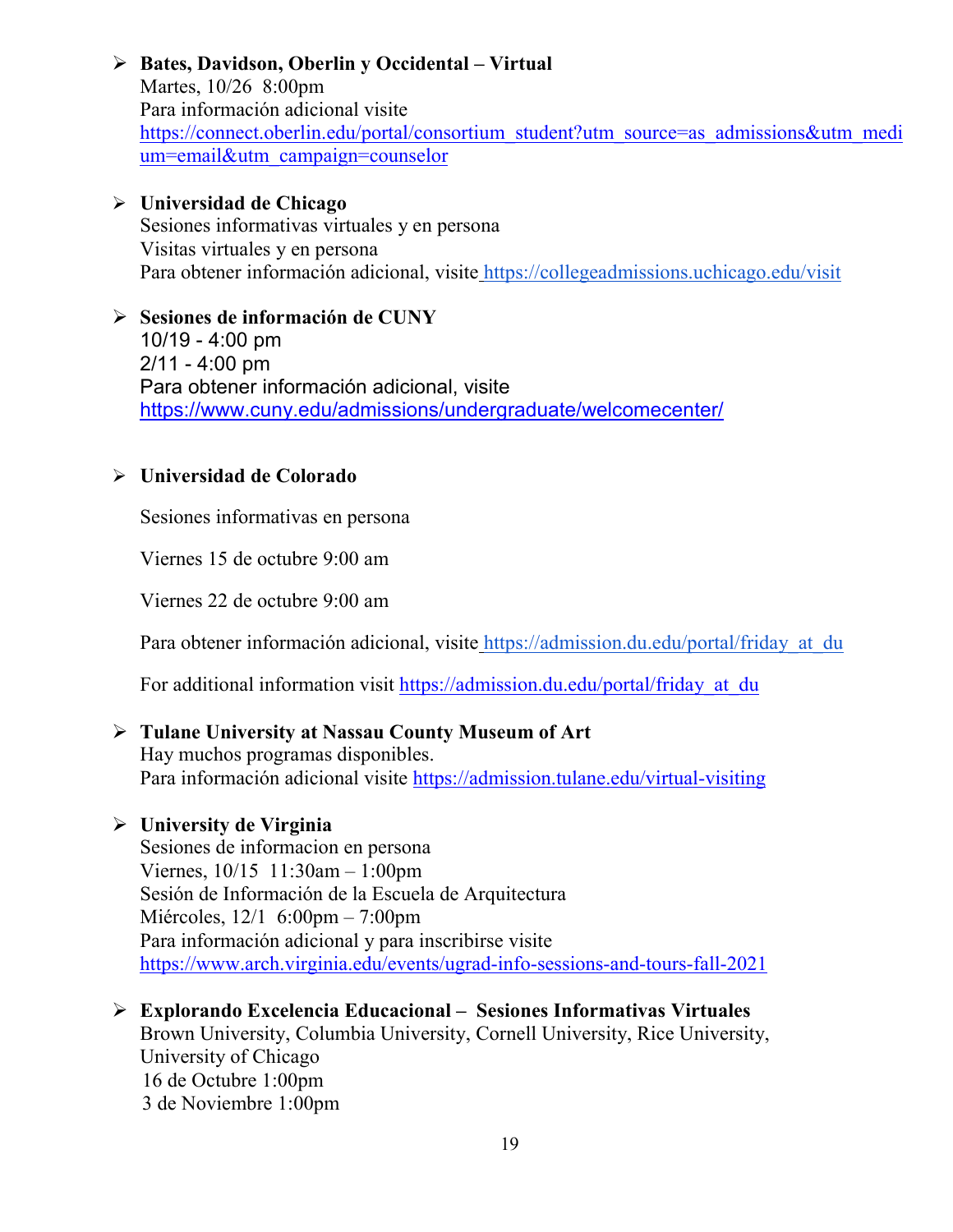- **Bates, Davidson, Oberlin y Occidental – Virtual**
  Martes, 10/26 8:00pm
  Para información adicional visite
  https://connect.oberlin.edu/portal/consortium_student?utm_source=as_admissions&utm_medium=email&utm_campaign=counselor

- **Universidad de Chicago**
  Sesiones informativas virtuales y en persona
  Visitas virtuales y en persona
  Para obtener información adicional, visite https://collegeadmissions.uchicago.edu/visit

- **Sesiones de información de CUNY**
  10/19 - 4:00 pm
  2/11 - 4:00 pm
  Para obtener información adicional, visite
  https://www.cuny.edu/admissions/undergraduate/welcomecenter/

- **Universidad de Colorado**

  Sesiones informativas en persona

  Viernes 15 de octubre 9:00 am

  Viernes 22 de octubre 9:00 am

  Para obtener información adicional, visite https://admission.du.edu/portal/friday_at_du

  For additional information visit https://admission.du.edu/portal/friday_at_du

- **Tulane University at Nassau County Museum of Art**
  Hay muchos programas disponibles.
  Para información adicional visite https://admission.tulane.edu/virtual-visiting

- **University de Virginia**
  Sesiones de informacion en persona
  Viernes, 10/15 11:30am – 1:00pm
  Sesión de Información de la Escuela de Arquitectura
  Miércoles, 12/1 6:00pm – 7:00pm
  Para información adicional y para inscribirse visite
  https://www.arch.virginia.edu/events/ugrad-info-sessions-and-tours-fall-2021

- **Explorando Excelencia Educacional – Sesiones Informativas Virtuales**
  Brown University, Columbia University, Cornell University, Rice University, University of Chicago
  16 de Octubre 1:00pm
  3 de Noviembre 1:00pm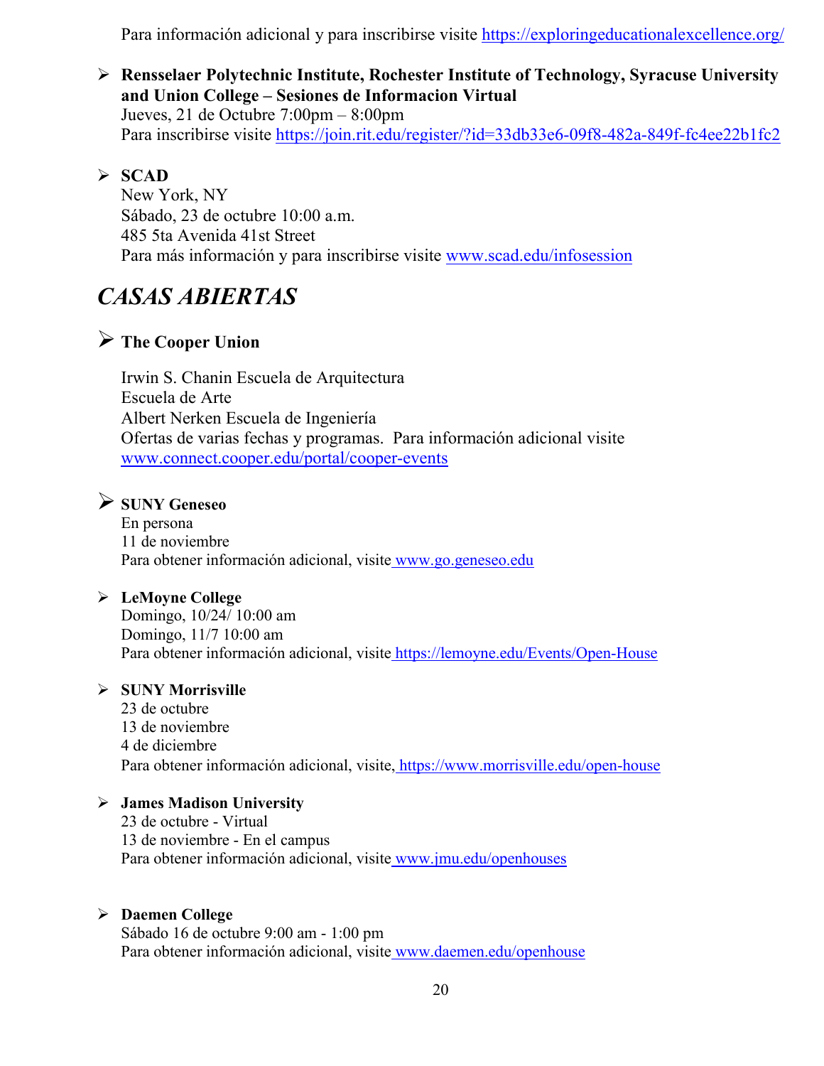Para información adicional y para inscribirse visite https://exploringeducationalexcellence.org/

- **Rensselaer Polytechnic Institute, Rochester Institute of Technology, Syracuse University and Union College – Sesiones de Informacion Virtual**
  Jueves, 21 de Octubre 7:00pm – 8:00pm
  Para inscribirse visite https://join.rit.edu/register/?id=33db33e6-09f8-482a-849f-fc4ee22b1fc2

- **SCAD**
  New York, NY
  Sábado, 23 de octubre 10:00 a.m.
  485 5ta Avenida 41st Street
  Para más información y para inscribirse visite www.scad.edu/infosession

## *CASAS ABIERTAS*

- **The Cooper Union**

  Irwin S. Chanin Escuela de Arquitectura
  Escuela de Arte
  Albert Nerken Escuela de Ingeniería
  Ofertas de varias fechas y programas. Para información adicional visite www.connect.cooper.edu/portal/cooper-events

- **SUNY Geneseo**
  En persona
  11 de noviembre
  Para obtener información adicional, visite www.go.geneseo.edu

- **LeMoyne College**
  Domingo, 10/24/ 10:00 am
  Domingo, 11/7 10:00 am
  Para obtener información adicional, visite https://lemoyne.edu/Events/Open-House

- **SUNY Morrisville**
  23 de octubre
  13 de noviembre
  4 de diciembre
  Para obtener información adicional, visite, https://www.morrisville.edu/open-house

- **James Madison University**
  23 de octubre - Virtual
  13 de noviembre - En el campus
  Para obtener información adicional, visite www.jmu.edu/openhouses

- **Daemen College**
  Sábado 16 de octubre 9:00 am - 1:00 pm
  Para obtener información adicional, visite www.daemen.edu/openhouse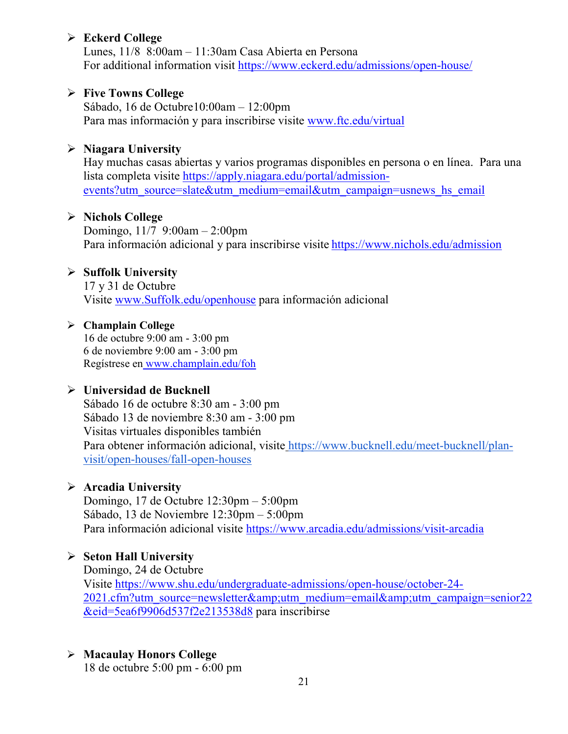- **Eckerd College**
  Lunes, 11/8  8:00am – 11:30am Casa Abierta en Persona
  For additional information visit https://www.eckerd.edu/admissions/open-house/

- **Five Towns College**
  Sábado, 16 de Octubre10:00am – 12:00pm
  Para mas información y para inscribirse visite www.ftc.edu/virtual

- **Niagara University**
  Hay muchas casas abiertas y varios programas disponibles en persona o en línea.  Para una lista completa visite https://apply.niagara.edu/portal/admission-events?utm_source=slate&utm_medium=email&utm_campaign=usnews_hs_email

- **Nichols College**
  Domingo, 11/7  9:00am – 2:00pm
  Para información adicional y para inscribirse visite https://www.nichols.edu/admission

- **Suffolk University**
  17 y 31 de Octubre
  Visite www.Suffolk.edu/openhouse para información adicional

- **Champlain College**
  16 de octubre 9:00 am - 3:00 pm
  6 de noviembre 9:00 am - 3:00 pm
  Regístrese en www.champlain.edu/foh

- **Universidad de Bucknell**
  Sábado 16 de octubre 8:30 am - 3:00 pm
  Sábado 13 de noviembre 8:30 am - 3:00 pm
  Visitas virtuales disponibles también
  Para obtener información adicional, visite https://www.bucknell.edu/meet-bucknell/plan-visit/open-houses/fall-open-houses

- **Arcadia University**
  Domingo, 17 de Octubre 12:30pm – 5:00pm
  Sábado, 13 de Noviembre 12:30pm – 5:00pm
  Para información adicional visite https://www.arcadia.edu/admissions/visit-arcadia

- **Seton Hall University**
  Domingo, 24 de Octubre
  Visite https://www.shu.edu/undergraduate-admissions/open-house/october-24-2021.cfm?utm_source=newsletter&amp;utm_medium=email&amp;utm_campaign=senior22&eid=5ea6f9906d537f2e213538d8 para inscribirse

- **Macaulay Honors College**
  18 de octubre 5:00 pm - 6:00 pm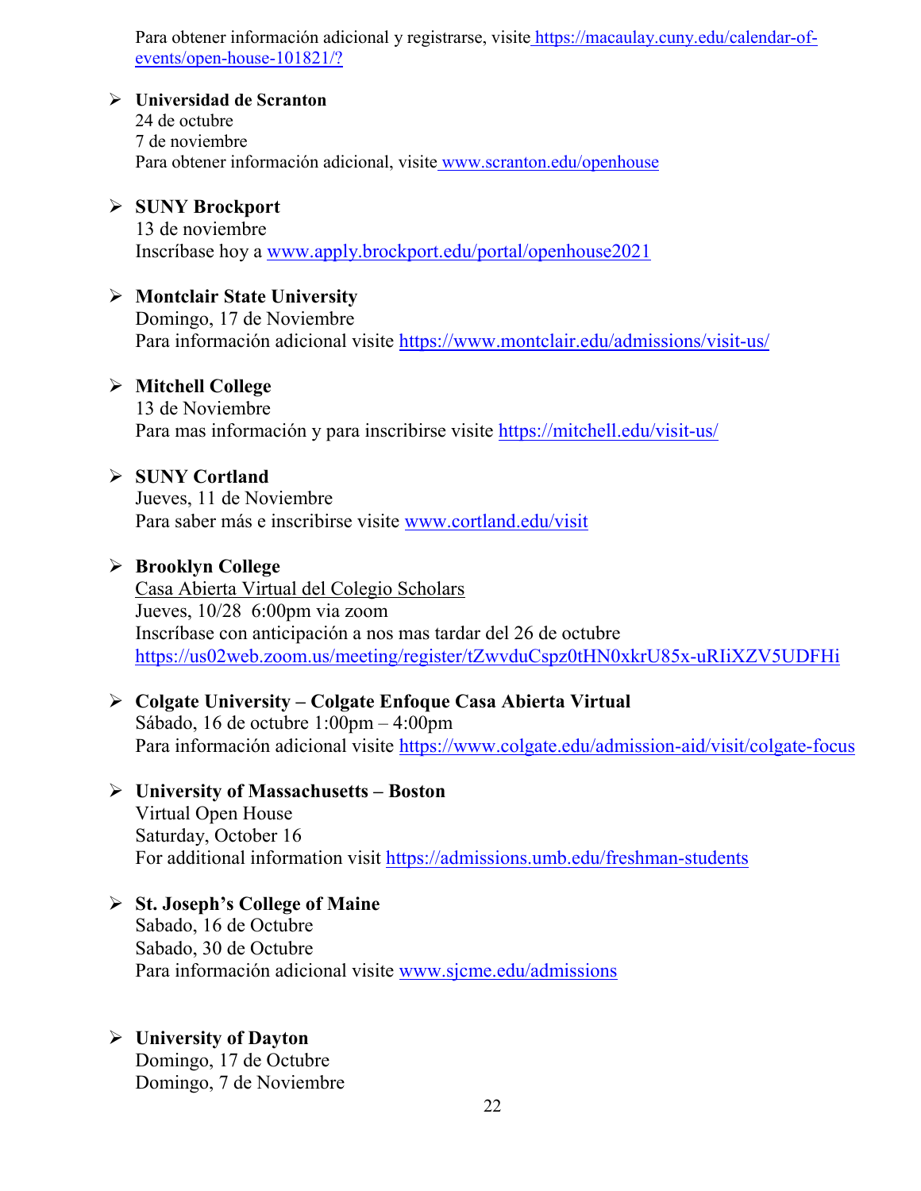Para obtener información adicional y registrarse, visite https://macaulay.cuny.edu/calendar-of-events/open-house-101821/?

- **Universidad de Scranton**
  24 de octubre
  7 de noviembre
  Para obtener información adicional, visite www.scranton.edu/openhouse

- **SUNY Brockport**
  13 de noviembre
  Inscríbase hoy a www.apply.brockport.edu/portal/openhouse2021

- **Montclair State University**
  Domingo, 17 de Noviembre
  Para información adicional visite https://www.montclair.edu/admissions/visit-us/

- **Mitchell College**
  13 de Noviembre
  Para mas información y para inscribirse visite https://mitchell.edu/visit-us/

- **SUNY Cortland**
  Jueves, 11 de Noviembre
  Para saber más e inscribirse visite www.cortland.edu/visit

- **Brooklyn College**
  Casa Abierta Virtual del Colegio Scholars
  Jueves, 10/28 6:00pm via zoom
  Inscríbase con anticipación a nos mas tardar del 26 de octubre
  https://us02web.zoom.us/meeting/register/tZwvduCspz0tHN0xkrU85x-uRIiXZV5UDFHi

- **Colgate University – Colgate Enfoque Casa Abierta Virtual**
  Sábado, 16 de octubre 1:00pm – 4:00pm
  Para información adicional visite https://www.colgate.edu/admission-aid/visit/colgate-focus

- **University of Massachusetts – Boston**
  Virtual Open House
  Saturday, October 16
  For additional information visit https://admissions.umb.edu/freshman-students

- **St. Joseph's College of Maine**
  Sabado, 16 de Octubre
  Sabado, 30 de Octubre
  Para información adicional visite www.sjcme.edu/admissions

- **University of Dayton**
  Domingo, 17 de Octubre
  Domingo, 7 de Noviembre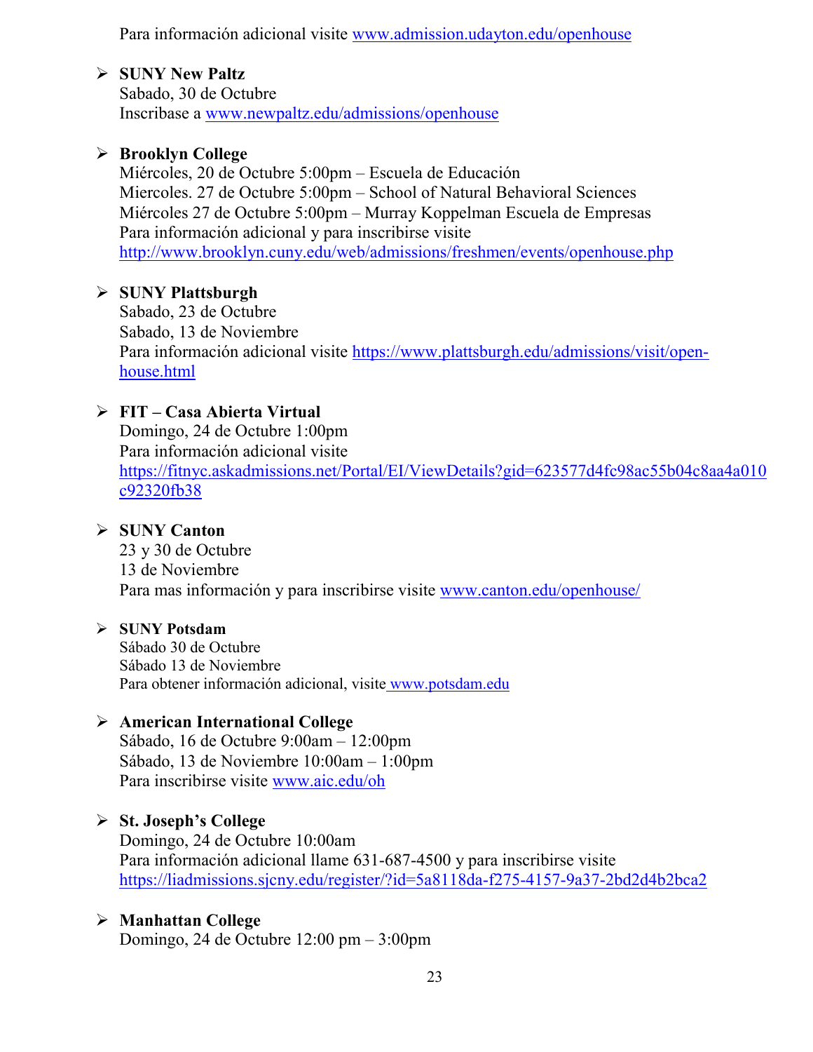Para información adicional visite www.admission.udayton.edu/openhouse

- **SUNY New Paltz**
  Sabado, 30 de Octubre
  Inscribase a www.newpaltz.edu/admissions/openhouse

- **Brooklyn College**
  Miércoles, 20 de Octubre 5:00pm – Escuela de Educación
  Miercoles. 27 de Octubre 5:00pm – School of Natural Behavioral Sciences
  Miércoles 27 de Octubre 5:00pm – Murray Koppelman Escuela de Empresas
  Para información adicional y para inscribirse visite
  http://www.brooklyn.cuny.edu/web/admissions/freshmen/events/openhouse.php

- **SUNY Plattsburgh**
  Sabado, 23 de Octubre
  Sabado, 13 de Noviembre
  Para información adicional visite https://www.plattsburgh.edu/admissions/visit/open-house.html

- **FIT – Casa Abierta Virtual**
  Domingo, 24 de Octubre 1:00pm
  Para información adicional visite
  https://fitnyc.askadmissions.net/Portal/EI/ViewDetails?gid=623577d4fc98ac55b04c8aa4a010c92320fb38

- **SUNY Canton**
  23 y 30 de Octubre
  13 de Noviembre
  Para mas información y para inscribirse visite www.canton.edu/openhouse/

- **SUNY Potsdam**
  Sábado 30 de Octubre
  Sábado 13 de Noviembre
  Para obtener información adicional, visite www.potsdam.edu

- **American International College**
  Sábado, 16 de Octubre 9:00am – 12:00pm
  Sábado, 13 de Noviembre 10:00am – 1:00pm
  Para inscribirse visite www.aic.edu/oh

- **St. Joseph's College**
  Domingo, 24 de Octubre 10:00am
  Para información adicional llame 631-687-4500 y para inscribirse visite
  https://liadmissions.sjcny.edu/register/?id=5a8118da-f275-4157-9a37-2bd2d4b2bca2

- **Manhattan College**
  Domingo, 24 de Octubre 12:00 pm – 3:00pm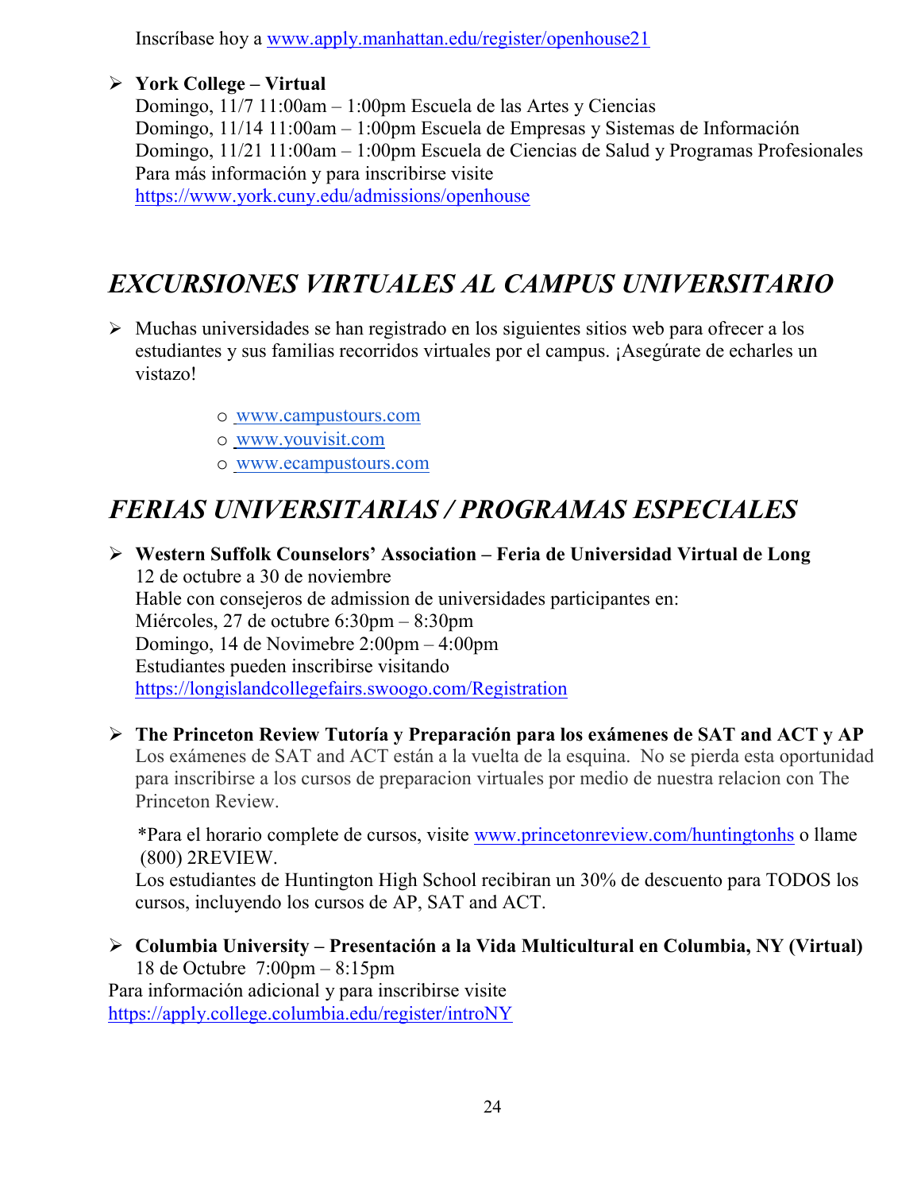Inscríbase hoy a www.apply.manhattan.edu/register/openhouse21

- **York College – Virtual**
  Domingo, 11/7 11:00am – 1:00pm Escuela de las Artes y Ciencias
  Domingo, 11/14 11:00am – 1:00pm Escuela de Empresas y Sistemas de Información
  Domingo, 11/21 11:00am – 1:00pm Escuela de Ciencias de Salud y Programas Profesionales
  Para más información y para inscribirse visite
  https://www.york.cuny.edu/admissions/openhouse

# *EXCURSIONES VIRTUALES AL CAMPUS UNIVERSITARIO*

- Muchas universidades se han registrado en los siguientes sitios web para ofrecer a los estudiantes y sus familias recorridos virtuales por el campus. ¡Asegúrate de echarles un vistazo!
  - www.campustours.com
  - www.youvisit.com
  - www.ecampustours.com

# *FERIAS UNIVERSITARIAS / PROGRAMAS ESPECIALES*

- **Western Suffolk Counselors' Association – Feria de Universidad Virtual de Long**
  12 de octubre a 30 de noviembre
  Hable con consejeros de admission de universidades participantes en:
  Miércoles, 27 de octubre 6:30pm – 8:30pm
  Domingo, 14 de Novimebre 2:00pm – 4:00pm
  Estudiantes pueden inscribirse visitando
  https://longislandcollegefairs.swoogo.com/Registration

- **The Princeton Review Tutoría y Preparación para los exámenes de SAT and ACT y AP**
  Los exámenes de SAT and ACT están a la vuelta de la esquina. No se pierda esta oportunidad para inscribirse a los cursos de preparacion virtuales por medio de nuestra relacion con The Princeton Review.

  *Para el horario complete de cursos, visite www.princetonreview.com/huntingtonhs o llame (800) 2REVIEW.
  Los estudiantes de Huntington High School recibiran un 30% de descuento para TODOS los cursos, incluyendo los cursos de AP, SAT and ACT.

- **Columbia University – Presentación a la Vida Multicultural en Columbia, NY (Virtual)**
  18 de Octubre 7:00pm – 8:15pm

Para información adicional y para inscribirse visite
https://apply.college.columbia.edu/register/introNY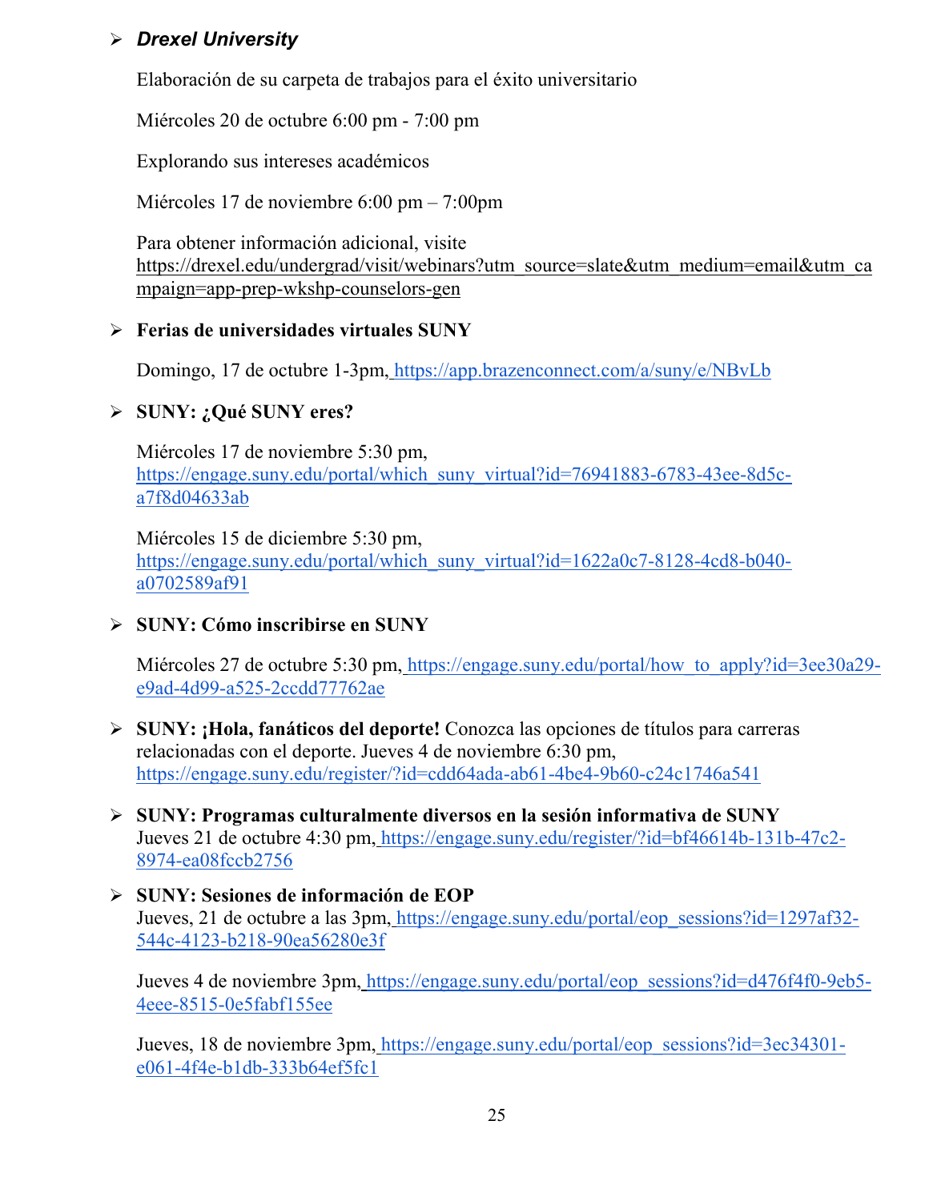- ***Drexel University***

  Elaboración de su carpeta de trabajos para el éxito universitario

  Miércoles 20 de octubre 6:00 pm - 7:00 pm

  Explorando sus intereses académicos

  Miércoles 17 de noviembre 6:00 pm – 7:00pm

  Para obtener información adicional, visite https://drexel.edu/undergrad/visit/webinars?utm_source=slate&utm_medium=email&utm_campaign=app-prep-wkshp-counselors-gen

- **Ferias de universidades virtuales SUNY**

  Domingo, 17 de octubre 1-3pm, https://app.brazenconnect.com/a/suny/e/NBvLb

- **SUNY: ¿Qué SUNY eres?**

  Miércoles 17 de noviembre 5:30 pm, https://engage.suny.edu/portal/which_suny_virtual?id=76941883-6783-43ee-8d5c-a7f8d04633ab

  Miércoles 15 de diciembre 5:30 pm, https://engage.suny.edu/portal/which_suny_virtual?id=1622a0c7-8128-4cd8-b040-a0702589af91

- **SUNY: Cómo inscribirse en SUNY**

  Miércoles 27 de octubre 5:30 pm, https://engage.suny.edu/portal/how_to_apply?id=3ee30a29-e9ad-4d99-a525-2ccdd77762ae

- **SUNY: ¡Hola, fanáticos del deporte!** Conozca las opciones de títulos para carreras relacionadas con el deporte. Jueves 4 de noviembre 6:30 pm, https://engage.suny.edu/register/?id=cdd64ada-ab61-4be4-9b60-c24c1746a541

- **SUNY: Programas culturalmente diversos en la sesión informativa de SUNY**
  Jueves 21 de octubre 4:30 pm, https://engage.suny.edu/register/?id=bf46614b-131b-47c2-8974-ea08fccb2756

- **SUNY: Sesiones de información de EOP**
  Jueves, 21 de octubre a las 3pm, https://engage.suny.edu/portal/eop_sessions?id=1297af32-544c-4123-b218-90ea56280e3f

  Jueves 4 de noviembre 3pm, https://engage.suny.edu/portal/eop_sessions?id=d476f4f0-9eb5-4eee-8515-0e5fabf155ee

  Jueves, 18 de noviembre 3pm, https://engage.suny.edu/portal/eop_sessions?id=3ec34301-e061-4f4e-b1db-333b64ef5fc1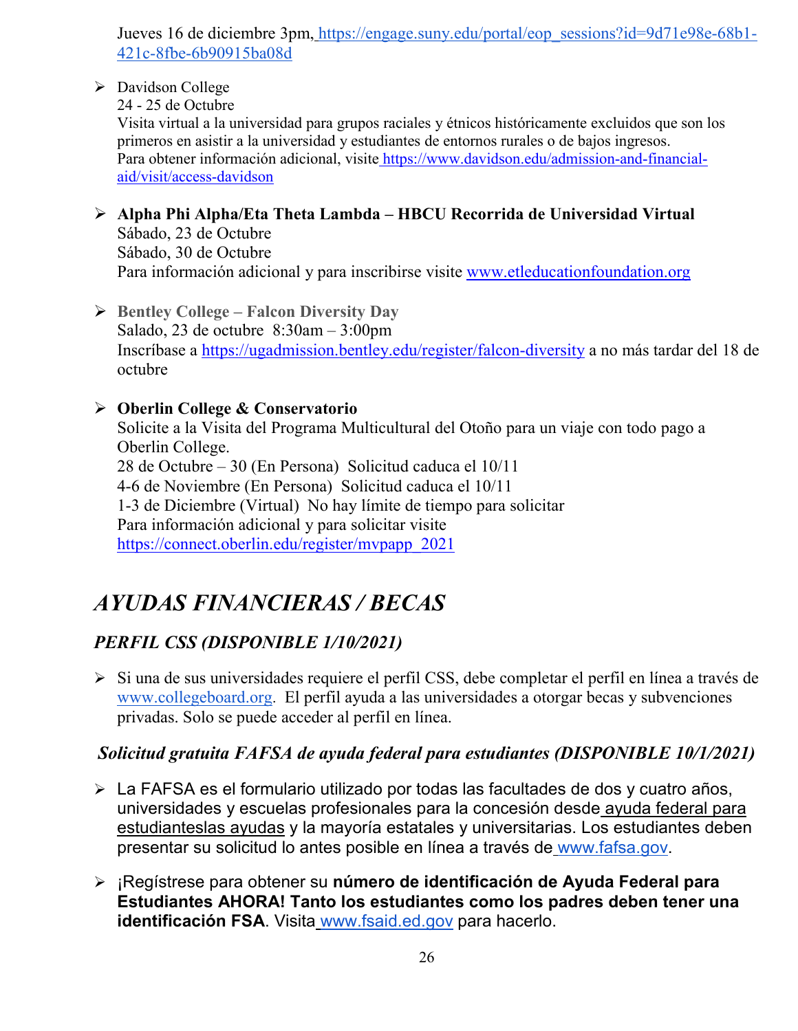Jueves 16 de diciembre 3pm, https://engage.suny.edu/portal/eop_sessions?id=9d71e98e-68b1-421c-8fbe-6b90915ba08d

- Davidson College
  24 - 25 de Octubre
  Visita virtual a la universidad para grupos raciales y étnicos históricamente excluidos que son los primeros en asistir a la universidad y estudiantes de entornos rurales o de bajos ingresos.
  Para obtener información adicional, visite https://www.davidson.edu/admission-and-financial-aid/visit/access-davidson

- **Alpha Phi Alpha/Eta Theta Lambda – HBCU Recorrida de Universidad Virtual**
  Sábado, 23 de Octubre
  Sábado, 30 de Octubre
  Para información adicional y para inscribirse visite www.etleducationfoundation.org

- **Bentley College – Falcon Diversity Day**
  Salado, 23 de octubre 8:30am – 3:00pm
  Inscríbase a https://ugadmission.bentley.edu/register/falcon-diversity a no más tardar del 18 de octubre

- **Oberlin College & Conservatorio**
  Solicite a la Visita del Programa Multicultural del Otoño para un viaje con todo pago a Oberlin College.
  28 de Octubre – 30 (En Persona) Solicitud caduca el 10/11
  4-6 de Noviembre (En Persona) Solicitud caduca el 10/11
  1-3 de Diciembre (Virtual) No hay límite de tiempo para solicitar
  Para información adicional y para solicitar visite https://connect.oberlin.edu/register/mvpapp_2021

# *AYUDAS FINANCIERAS / BECAS*

## *PERFIL CSS (DISPONIBLE 1/10/2021)*

- Si una de sus universidades requiere el perfil CSS, debe completar el perfil en línea a través de www.collegeboard.org. El perfil ayuda a las universidades a otorgar becas y subvenciones privadas. Solo se puede acceder al perfil en línea.

## *Solicitud gratuita FAFSA de ayuda federal para estudiantes (DISPONIBLE 10/1/2021)*

- La FAFSA es el formulario utilizado por todas las facultades de dos y cuatro años, universidades y escuelas profesionales para la concesión desde ayuda federal para estudianteslas ayudas y la mayoría estatales y universitarias. Los estudiantes deben presentar su solicitud lo antes posible en línea a través de www.fafsa.gov.

- ¡Regístrese para obtener su **número de identificación de Ayuda Federal para Estudiantes AHORA! Tanto los estudiantes como los padres deben tener una identificación FSA**. Visita www.fsaid.ed.gov para hacerlo.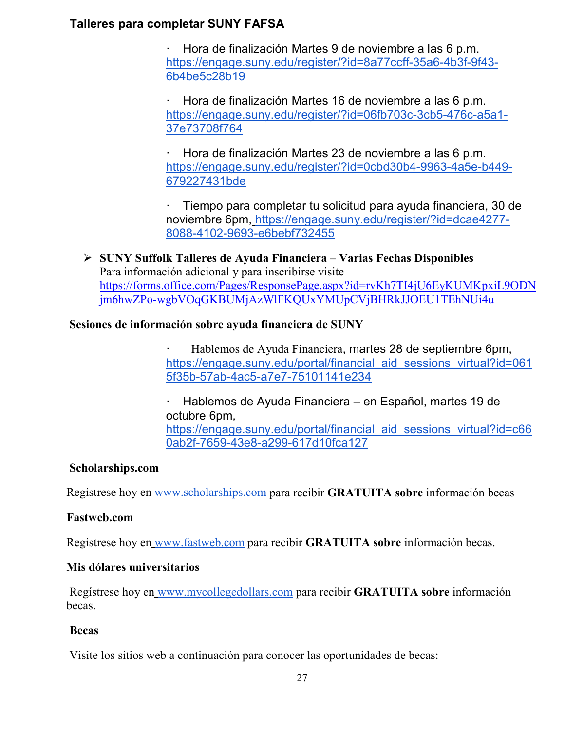**Talleres para completar SUNY FAFSA**

- Hora de finalización Martes 9 de noviembre a las 6 p.m. https://engage.suny.edu/register/?id=8a77ccff-35a6-4b3f-9f43-6b4be5c28b19

- Hora de finalización Martes 16 de noviembre a las 6 p.m. https://engage.suny.edu/register/?id=06fb703c-3cb5-476c-a5a1-37e73708f764

- Hora de finalización Martes 23 de noviembre a las 6 p.m. https://engage.suny.edu/register/?id=0cbd30b4-9963-4a5e-b449-679227431bde

- Tiempo para completar tu solicitud para ayuda financiera, 30 de noviembre 6pm, https://engage.suny.edu/register/?id=dcae4277-8088-4102-9693-e6bebf732455

➢ **SUNY Suffolk Talleres de Ayuda Financiera – Varias Fechas Disponibles**
Para información adicional y para inscribirse visite https://forms.office.com/Pages/ResponsePage.aspx?id=rvKh7TI4jU6EyKUMKpxiL9ODNjm6hwZPo-wgbVOqGKBUMjAzWlFKQUxYMUpCVjBHRkJJOEU1TEhNUi4u

**Sesiones de información sobre ayuda financiera de SUNY**

- Hablemos de Ayuda Financiera, martes 28 de septiembre 6pm, https://engage.suny.edu/portal/financial_aid_sessions_virtual?id=0615f35b-57ab-4ac5-a7e7-75101141e234

- Hablemos de Ayuda Financiera – en Español, martes 19 de octubre 6pm, https://engage.suny.edu/portal/financial_aid_sessions_virtual?id=c660ab2f-7659-43e8-a299-617d10fca127

**Scholarships.com**

Regístrese hoy en www.scholarships.com para recibir **GRATUITA sobre** información becas

**Fastweb.com**

Regístrese hoy en www.fastweb.com para recibir **GRATUITA sobre** información becas.

**Mis dólares universitarios**

Regístrese hoy en www.mycollegedollars.com para recibir **GRATUITA sobre** información becas.

**Becas**

Visite los sitios web a continuación para conocer las oportunidades de becas: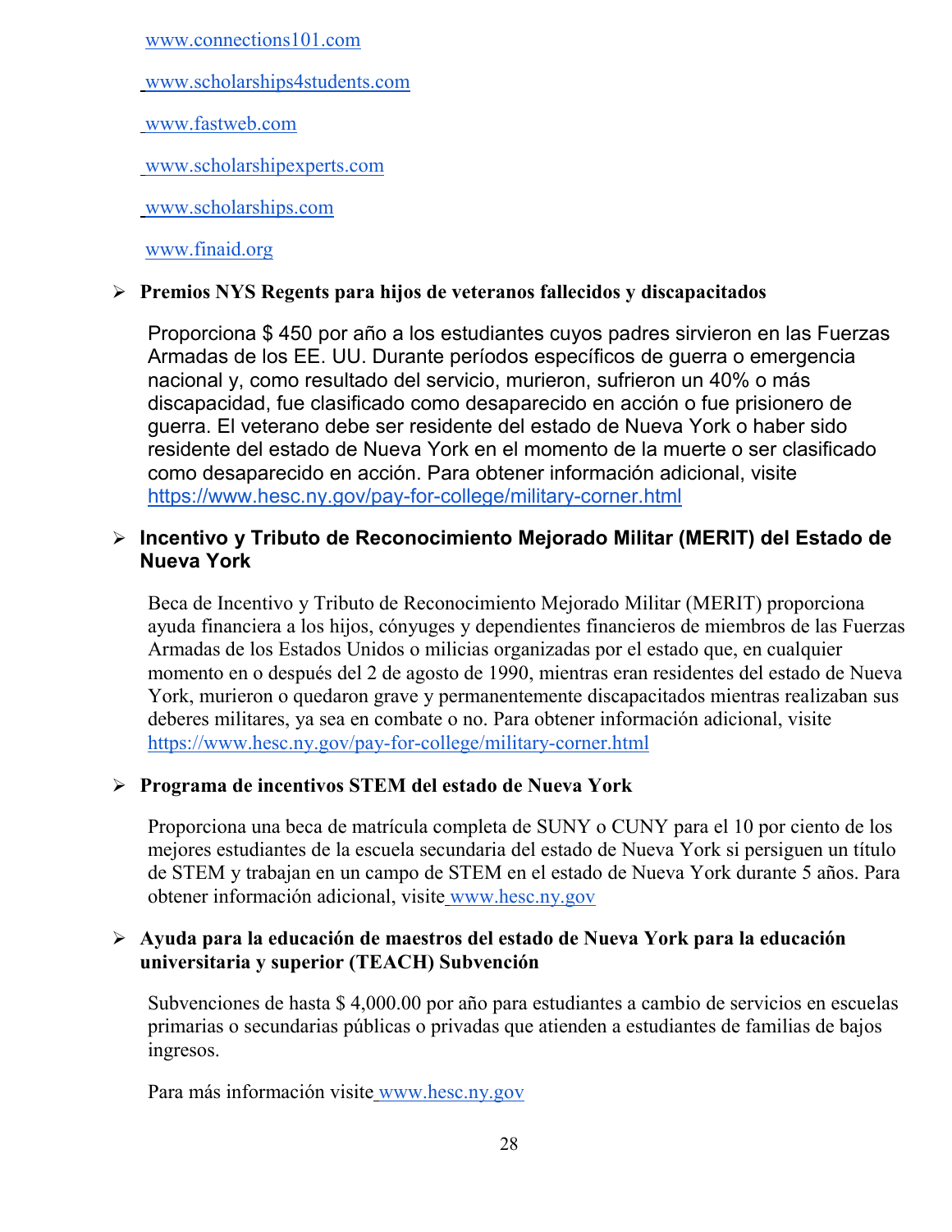www.connections101.com

www.scholarships4students.com

www.fastweb.com

www.scholarshipexperts.com

www.scholarships.com

www.finaid.org

- **Premios NYS Regents para hijos de veteranos fallecidos y discapacitados**

  Proporciona $ 450 por año a los estudiantes cuyos padres sirvieron en las Fuerzas Armadas de los EE. UU. Durante períodos específicos de guerra o emergencia nacional y, como resultado del servicio, murieron, sufrieron un 40% o más discapacidad, fue clasificado como desaparecido en acción o fue prisionero de guerra. El veterano debe ser residente del estado de Nueva York o haber sido residente del estado de Nueva York en el momento de la muerte o ser clasificado como desaparecido en acción. Para obtener información adicional, visite https://www.hesc.ny.gov/pay-for-college/military-corner.html

- **Incentivo y Tributo de Reconocimiento Mejorado Militar (MERIT) del Estado de Nueva York**

  Beca de Incentivo y Tributo de Reconocimiento Mejorado Militar (MERIT) proporciona ayuda financiera a los hijos, cónyuges y dependientes financieros de miembros de las Fuerzas Armadas de los Estados Unidos o milicias organizadas por el estado que, en cualquier momento en o después del 2 de agosto de 1990, mientras eran residentes del estado de Nueva York, murieron o quedaron grave y permanentemente discapacitados mientras realizaban sus deberes militares, ya sea en combate o no. Para obtener información adicional, visite https://www.hesc.ny.gov/pay-for-college/military-corner.html

- **Programa de incentivos STEM del estado de Nueva York**

  Proporciona una beca de matrícula completa de SUNY o CUNY para el 10 por ciento de los mejores estudiantes de la escuela secundaria del estado de Nueva York si persiguen un título de STEM y trabajan en un campo de STEM en el estado de Nueva York durante 5 años. Para obtener información adicional, visite www.hesc.ny.gov

- **Ayuda para la educación de maestros del estado de Nueva York para la educación universitaria y superior (TEACH) Subvención**

  Subvenciones de hasta $ 4,000.00 por año para estudiantes a cambio de servicios en escuelas primarias o secundarias públicas o privadas que atienden a estudiantes de familias de bajos ingresos.

  Para más información visite www.hesc.ny.gov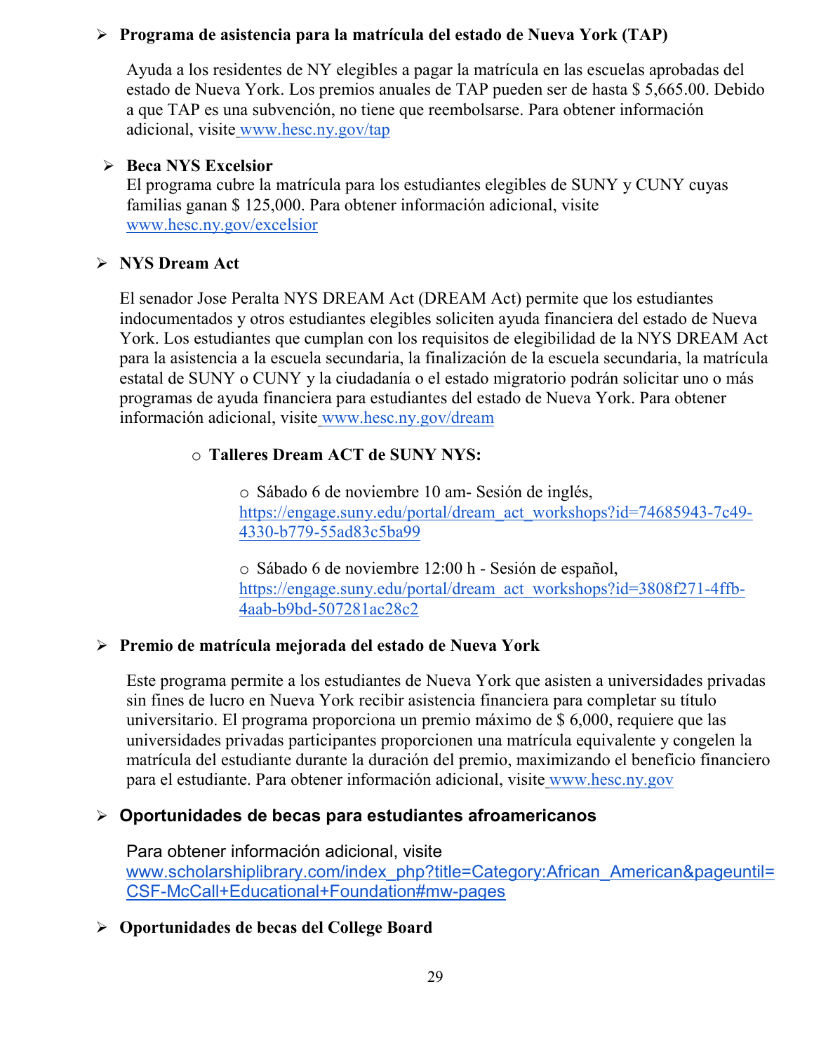- **Programa de asistencia para la matrícula del estado de Nueva York (TAP)**

  Ayuda a los residentes de NY elegibles a pagar la matrícula en las escuelas aprobadas del estado de Nueva York. Los premios anuales de TAP pueden ser de hasta $ 5,665.00. Debido a que TAP es una subvención, no tiene que reembolsarse. Para obtener información adicional, visite www.hesc.ny.gov/tap

- **Beca NYS Excelsior**

  El programa cubre la matrícula para los estudiantes elegibles de SUNY y CUNY cuyas familias ganan $ 125,000. Para obtener información adicional, visite www.hesc.ny.gov/excelsior

- **NYS Dream Act**

  El senador Jose Peralta NYS DREAM Act (DREAM Act) permite que los estudiantes indocumentados y otros estudiantes elegibles soliciten ayuda financiera del estado de Nueva York. Los estudiantes que cumplan con los requisitos de elegibilidad de la NYS DREAM Act para la asistencia a la escuela secundaria, la finalización de la escuela secundaria, la matrícula estatal de SUNY o CUNY y la ciudadanía o el estado migratorio podrán solicitar uno o más programas de ayuda financiera para estudiantes del estado de Nueva York. Para obtener información adicional, visite www.hesc.ny.gov/dream

  - **Talleres Dream ACT de SUNY NYS:**

    - Sábado 6 de noviembre 10 am- Sesión de inglés, https://engage.suny.edu/portal/dream_act_workshops?id=74685943-7c49-4330-b779-55ad83c5ba99

    - Sábado 6 de noviembre 12:00 h - Sesión de español, https://engage.suny.edu/portal/dream_act_workshops?id=3808f271-4ffb-4aab-b9bd-507281ac28c2

- **Premio de matrícula mejorada del estado de Nueva York**

  Este programa permite a los estudiantes de Nueva York que asisten a universidades privadas sin fines de lucro en Nueva York recibir asistencia financiera para completar su título universitario. El programa proporciona un premio máximo de $ 6,000, requiere que las universidades privadas participantes proporcionen una matrícula equivalente y congelen la matrícula del estudiante durante la duración del premio, maximizando el beneficio financiero para el estudiante. Para obtener información adicional, visite www.hesc.ny.gov

- **Oportunidades de becas para estudiantes afroamericanos**

  Para obtener información adicional, visite www.scholarshiplibrary.com/index_php?title=Category:African_American&pageuntil=CSF-McCall+Educational+Foundation#mw-pages

- **Oportunidades de becas del College Board**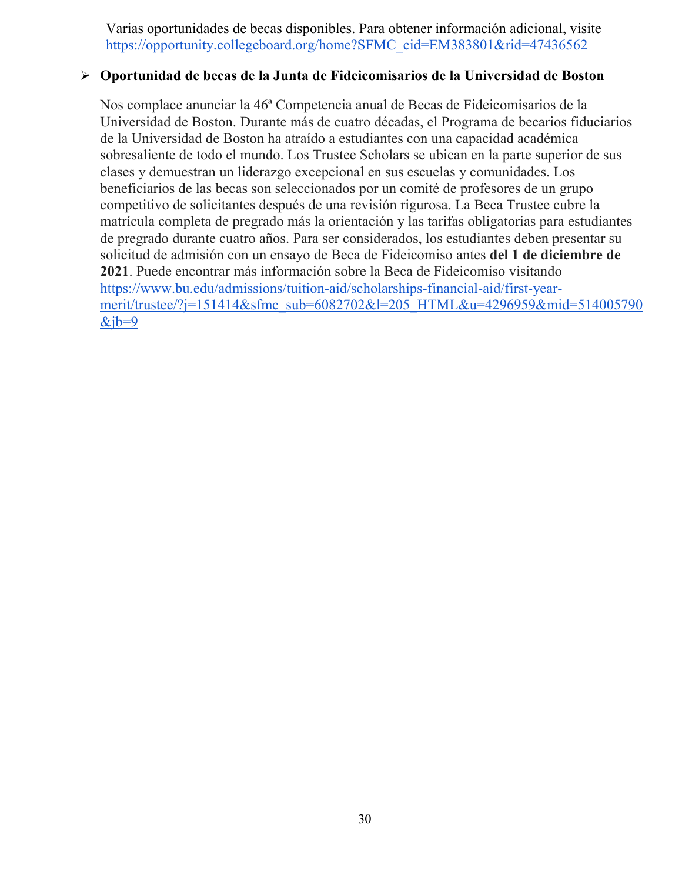Varias oportunidades de becas disponibles. Para obtener información adicional, visite https://opportunity.collegeboard.org/home?SFMC_cid=EM383801&rid=47436562

- **Oportunidad de becas de la Junta de Fideicomisarios de la Universidad de Boston**

  Nos complace anunciar la 46ª Competencia anual de Becas de Fideicomisarios de la Universidad de Boston. Durante más de cuatro décadas, el Programa de becarios fiduciarios de la Universidad de Boston ha atraído a estudiantes con una capacidad académica sobresaliente de todo el mundo. Los Trustee Scholars se ubican en la parte superior de sus clases y demuestran un liderazgo excepcional en sus escuelas y comunidades. Los beneficiarios de las becas son seleccionados por un comité de profesores de un grupo competitivo de solicitantes después de una revisión rigurosa. La Beca Trustee cubre la matrícula completa de pregrado más la orientación y las tarifas obligatorias para estudiantes de pregrado durante cuatro años. Para ser considerados, los estudiantes deben presentar su solicitud de admisión con un ensayo de Beca de Fideicomiso antes **del 1 de diciembre de 2021**. Puede encontrar más información sobre la Beca de Fideicomiso visitando https://www.bu.edu/admissions/tuition-aid/scholarships-financial-aid/first-year-merit/trustee/?j=151414&sfmc_sub=6082702&l=205_HTML&u=4296959&mid=514005790&jb=9